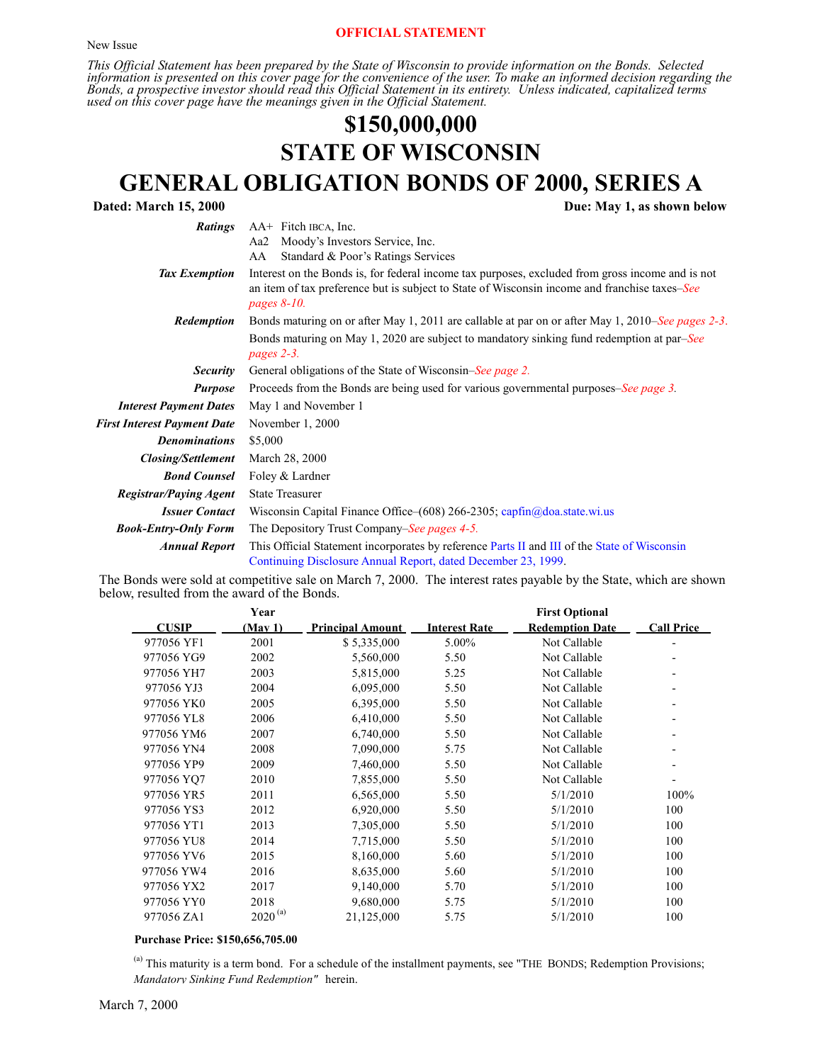**OFFICIAL STATEMENT**

New Issue

*This Official Statement has been prepared by the State of Wisconsin to provide information on the Bonds. Selected information is presented on this cover page for the convenience of the user. To make an informed decision regarding the Bonds, a prospective investor should read this Official Statement in its entirety. Unless indicated, capitalized terms used on this cover page have the meanings given in the Official Statement.*

# $150,000,000
# STATE OF WISCONSIN
# GENERAL OBLIGATION BONDS OF 2000, SERIES A

**Dated: March 15, 2000** **Due: May 1, as shown below**

| | |
|---|---|
| ***Ratings*** | AA+ Fitch IBCA, Inc.<br>Aa2 Moody's Investors Service, Inc.<br>AA Standard & Poor's Ratings Services |
| ***Tax Exemption*** | Interest on the Bonds is, for federal income tax purposes, excluded from gross income and is not an item of tax preference but is subject to State of Wisconsin income and franchise taxes–*See pages 8-10.* |
| ***Redemption*** | Bonds maturing on or after May 1, 2011 are callable at par on or after May 1, 2010–*See pages 2-3.*<br>Bonds maturing on May 1, 2020 are subject to mandatory sinking fund redemption at par–*See pages 2-3.* |
| ***Security*** | General obligations of the State of Wisconsin–*See page 2.* |
| ***Purpose*** | Proceeds from the Bonds are being used for various governmental purposes–*See page 3.* |
| ***Interest Payment Dates*** | May 1 and November 1 |
| ***First Interest Payment Date*** | November 1, 2000 |
| ***Denominations*** | $5,000 |
| ***Closing/Settlement*** | March 28, 2000 |
| ***Bond Counsel*** | Foley & Lardner |
| ***Registrar/Paying Agent*** | State Treasurer |
| ***Issuer Contact*** | Wisconsin Capital Finance Office–(608) 266-2305; capfin@doa.state.wi.us |
| ***Book-Entry-Only Form*** | The Depository Trust Company–*See pages 4-5.* |
| ***Annual Report*** | This Official Statement incorporates by reference Parts II and III of the State of Wisconsin Continuing Disclosure Annual Report, dated December 23, 1999. |

The Bonds were sold at competitive sale on March 7, 2000. The interest rates payable by the State, which are shown below, resulted from the award of the Bonds.

| CUSIP | Year (May 1) | Principal Amount | Interest Rate | First Optional Redemption Date | Call Price |
|---|---|---|---|---|---|
| 977056 YF1 | 2001 | $ 5,335,000 | 5.00% | Not Callable | - |
| 977056 YG9 | 2002 | 5,560,000 | 5.50 | Not Callable | - |
| 977056 YH7 | 2003 | 5,815,000 | 5.25 | Not Callable | - |
| 977056 YJ3 | 2004 | 6,095,000 | 5.50 | Not Callable | - |
| 977056 YK0 | 2005 | 6,395,000 | 5.50 | Not Callable | - |
| 977056 YL8 | 2006 | 6,410,000 | 5.50 | Not Callable | - |
| 977056 YM6 | 2007 | 6,740,000 | 5.50 | Not Callable | - |
| 977056 YN4 | 2008 | 7,090,000 | 5.75 | Not Callable | - |
| 977056 YP9 | 2009 | 7,460,000 | 5.50 | Not Callable | - |
| 977056 YQ7 | 2010 | 7,855,000 | 5.50 | Not Callable | - |
| 977056 YR5 | 2011 | 6,565,000 | 5.50 | 5/1/2010 | 100% |
| 977056 YS3 | 2012 | 6,920,000 | 5.50 | 5/1/2010 | 100 |
| 977056 YT1 | 2013 | 7,305,000 | 5.50 | 5/1/2010 | 100 |
| 977056 YU8 | 2014 | 7,715,000 | 5.50 | 5/1/2010 | 100 |
| 977056 YV6 | 2015 | 8,160,000 | 5.60 | 5/1/2010 | 100 |
| 977056 YW4 | 2016 | 8,635,000 | 5.60 | 5/1/2010 | 100 |
| 977056 YX2 | 2017 | 9,140,000 | 5.70 | 5/1/2010 | 100 |
| 977056 YY0 | 2018 | 9,680,000 | 5.75 | 5/1/2010 | 100 |
| 977056 ZA1 | 2020 [(a)] | 21,125,000 | 5.75 | 5/1/2010 | 100 |

**Purchase Price: $150,656,705.00**

[(a)] This maturity is a term bond. For a schedule of the installment payments, see "THE BONDS; Redemption Provisions; *Mandatory Sinking Fund Redemption*" herein.

March 7, 2000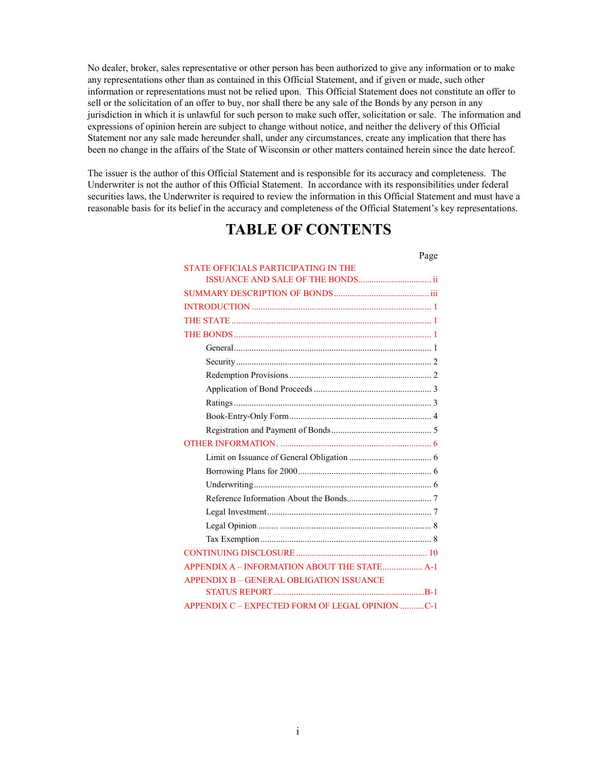No dealer, broker, sales representative or other person has been authorized to give any information or to make any representations other than as contained in this Official Statement, and if given or made, such other information or representations must not be relied upon. This Official Statement does not constitute an offer to sell or the solicitation of an offer to buy, nor shall there be any sale of the Bonds by any person in any jurisdiction in which it is unlawful for such person to make such offer, solicitation or sale. The information and expressions of opinion herein are subject to change without notice, and neither the delivery of this Official Statement nor any sale made hereunder shall, under any circumstances, create any implication that there has been no change in the affairs of the State of Wisconsin or other matters contained herein since the date hereof.

The issuer is the author of this Official Statement and is responsible for its accuracy and completeness. The Underwriter is not the author of this Official Statement. In accordance with its responsibilities under federal securities laws, the Underwriter is required to review the information in this Official Statement and must have a reasonable basis for its belief in the accuracy and completeness of the Official Statement's key representations.

# TABLE OF CONTENTS

| | Page |
|---|---|
| STATE OFFICIALS PARTICIPATING IN THE ISSUANCE AND SALE OF THE BONDS | ii |
| SUMMARY DESCRIPTION OF BONDS | iii |
| INTRODUCTION | 1 |
| THE STATE | 1 |
| THE BONDS | 1 |
| General | 1 |
| Security | 2 |
| Redemption Provisions | 2 |
| Application of Bond Proceeds | 3 |
| Ratings | 3 |
| Book-Entry-Only Form | 4 |
| Registration and Payment of Bonds | 5 |
| OTHER INFORMATION. | 6 |
| Limit on Issuance of General Obligation | 6 |
| Borrowing Plans for 2000 | 6 |
| Underwriting | 6 |
| Reference Information About the Bonds | 7 |
| Legal Investment | 7 |
| Legal Opinion | 8 |
| Tax Exemption | 8 |
| CONTINUING DISCLOSURE | 10 |
| APPENDIX A – INFORMATION ABOUT THE STATE | A-1 |
| APPENDIX B – GENERAL OBLIGATION ISSUANCE STATUS REPORT | B-1 |
| APPENDIX C – EXPECTED FORM OF LEGAL OPINION | C-1 |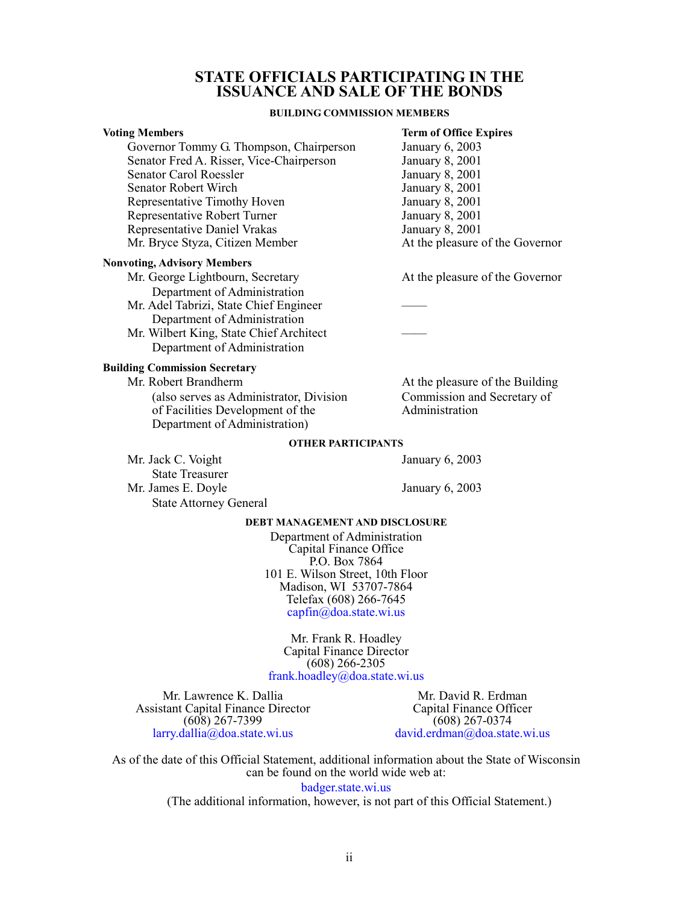# STATE OFFICIALS PARTICIPATING IN THE ISSUANCE AND SALE OF THE BONDS

## BUILDING COMMISSION MEMBERS

| Voting Members | Term of Office Expires |
|---|---|
| Governor Tommy G. Thompson, Chairperson | January 6, 2003 |
| Senator Fred A. Risser, Vice-Chairperson | January 8, 2001 |
| Senator Carol Roessler | January 8, 2001 |
| Senator Robert Wirch | January 8, 2001 |
| Representative Timothy Hoven | January 8, 2001 |
| Representative Robert Turner | January 8, 2001 |
| Representative Daniel Vrakas | January 8, 2001 |
| Mr. Bryce Styza, Citizen Member | At the pleasure of the Governor |
| **Nonvoting, Advisory Members** | |
| Mr. George Lightbourn, Secretary<br>Department of Administration | At the pleasure of the Governor |
| Mr. Adel Tabrizi, State Chief Engineer<br>Department of Administration | —— |
| Mr. Wilbert King, State Chief Architect<br>Department of Administration | —— |
| **Building Commission Secretary** | |
| Mr. Robert Brandherm<br>(also serves as Administrator, Division of Facilities Development of the Department of Administration) | At the pleasure of the Building Commission and Secretary of Administration |

## OTHER PARTICIPANTS

| | |
|---|---|
| Mr. Jack C. Voight<br>State Treasurer | January 6, 2003 |
| Mr. James E. Doyle<br>State Attorney General | January 6, 2003 |

## DEBT MANAGEMENT AND DISCLOSURE

Department of Administration
Capital Finance Office
P.O. Box 7864
101 E. Wilson Street, 10th Floor
Madison, WI 53707-7864
Telefax (608) 266-7645
capfin@doa.state.wi.us

Mr. Frank R. Hoadley
Capital Finance Director
(608) 266-2305
frank.hoadley@doa.state.wi.us

Mr. Lawrence K. Dallia
Assistant Capital Finance Director
(608) 267-7399
larry.dallia@doa.state.wi.us

Mr. David R. Erdman
Capital Finance Officer
(608) 267-0374
david.erdman@doa.state.wi.us

As of the date of this Official Statement, additional information about the State of Wisconsin can be found on the world wide web at:

badger.state.wi.us

(The additional information, however, is not part of this Official Statement.)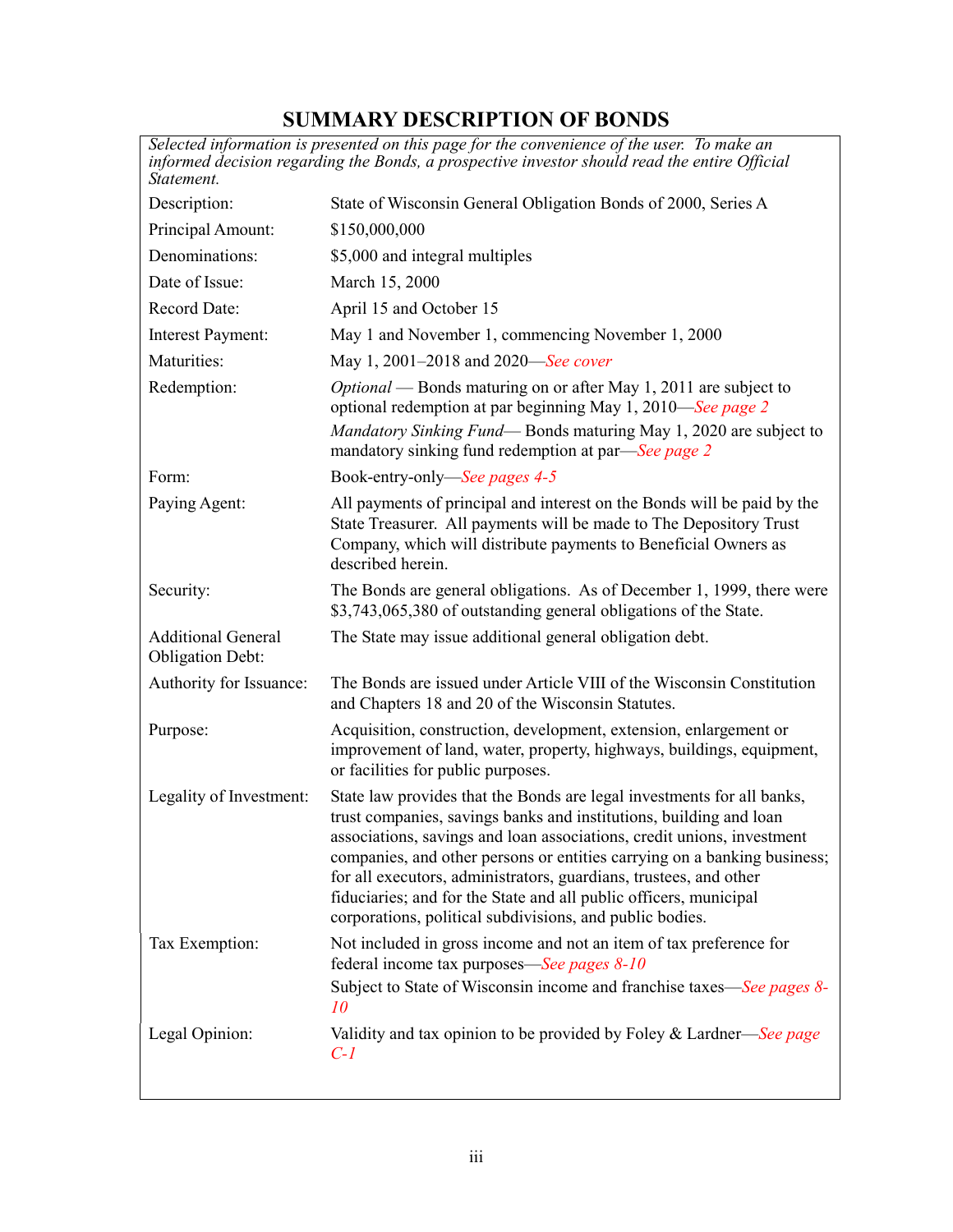# SUMMARY DESCRIPTION OF BONDS

*Selected information is presented on this page for the convenience of the user. To make an informed decision regarding the Bonds, a prospective investor should read the entire Official Statement.*

| | |
|---|---|
| Description: | State of Wisconsin General Obligation Bonds of 2000, Series A |
| Principal Amount: | $150,000,000 |
| Denominations: | $5,000 and integral multiples |
| Date of Issue: | March 15, 2000 |
| Record Date: | April 15 and October 15 |
| Interest Payment: | May 1 and November 1, commencing November 1, 2000 |
| Maturities: | May 1, 2001–2018 and 2020—*See cover* |
| Redemption: | *Optional* — Bonds maturing on or after May 1, 2011 are subject to optional redemption at par beginning May 1, 2010—*See page 2*<br>*Mandatory Sinking Fund*— Bonds maturing May 1, 2020 are subject to mandatory sinking fund redemption at par—*See page 2* |
| Form: | Book-entry-only—*See pages 4-5* |
| Paying Agent: | All payments of principal and interest on the Bonds will be paid by the State Treasurer. All payments will be made to The Depository Trust Company, which will distribute payments to Beneficial Owners as described herein. |
| Security: | The Bonds are general obligations. As of December 1, 1999, there were $3,743,065,380 of outstanding general obligations of the State. |
| Additional General Obligation Debt: | The State may issue additional general obligation debt. |
| Authority for Issuance: | The Bonds are issued under Article VIII of the Wisconsin Constitution and Chapters 18 and 20 of the Wisconsin Statutes. |
| Purpose: | Acquisition, construction, development, extension, enlargement or improvement of land, water, property, highways, buildings, equipment, or facilities for public purposes. |
| Legality of Investment: | State law provides that the Bonds are legal investments for all banks, trust companies, savings banks and institutions, building and loan associations, savings and loan associations, credit unions, investment companies, and other persons or entities carrying on a banking business; for all executors, administrators, guardians, trustees, and other fiduciaries; and for the State and all public officers, municipal corporations, political subdivisions, and public bodies. |
| Tax Exemption: | Not included in gross income and not an item of tax preference for federal income tax purposes—*See pages 8-10*<br>Subject to State of Wisconsin income and franchise taxes—*See pages 8-10* |
| Legal Opinion: | Validity and tax opinion to be provided by Foley & Lardner—*See page C-1* |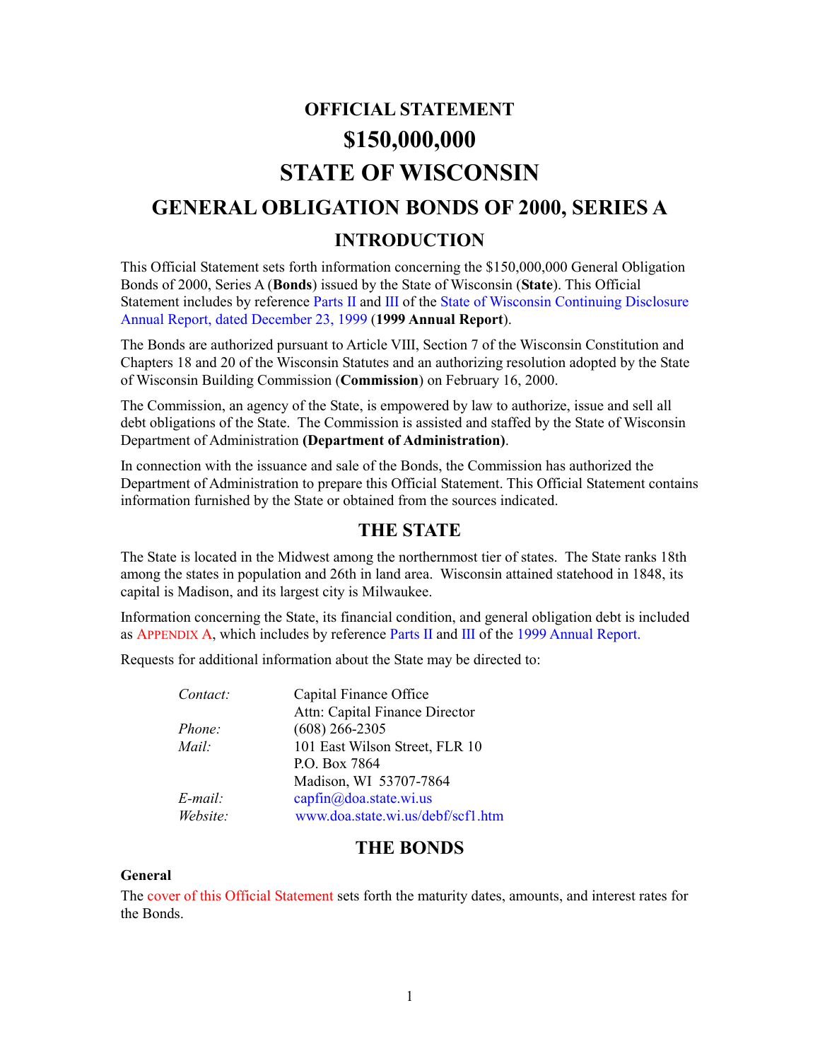# OFFICIAL STATEMENT

# $150,000,000

# STATE OF WISCONSIN

## GENERAL OBLIGATION BONDS OF 2000, SERIES A

## INTRODUCTION

This Official Statement sets forth information concerning the $150,000,000 General Obligation Bonds of 2000, Series A (**Bonds**) issued by the State of Wisconsin (**State**). This Official Statement includes by reference Parts II and III of the State of Wisconsin Continuing Disclosure Annual Report, dated December 23, 1999 (**1999 Annual Report**).

The Bonds are authorized pursuant to Article VIII, Section 7 of the Wisconsin Constitution and Chapters 18 and 20 of the Wisconsin Statutes and an authorizing resolution adopted by the State of Wisconsin Building Commission (**Commission**) on February 16, 2000.

The Commission, an agency of the State, is empowered by law to authorize, issue and sell all debt obligations of the State. The Commission is assisted and staffed by the State of Wisconsin Department of Administration **(Department of Administration)**.

In connection with the issuance and sale of the Bonds, the Commission has authorized the Department of Administration to prepare this Official Statement. This Official Statement contains information furnished by the State or obtained from the sources indicated.

## THE STATE

The State is located in the Midwest among the northernmost tier of states. The State ranks 18th among the states in population and 26th in land area. Wisconsin attained statehood in 1848, its capital is Madison, and its largest city is Milwaukee.

Information concerning the State, its financial condition, and general obligation debt is included as APPENDIX A, which includes by reference Parts II and III of the 1999 Annual Report.

Requests for additional information about the State may be directed to:

| | |
|---|---|
| *Contact:* | Capital Finance Office<br>Attn: Capital Finance Director |
| *Phone:* | (608) 266-2305 |
| *Mail:* | 101 East Wilson Street, FLR 10<br>P.O. Box 7864<br>Madison, WI 53707-7864 |
| *E-mail:* | capfin@doa.state.wi.us |
| *Website:* | www.doa.state.wi.us/debf/scf1.htm |

## THE BONDS

### General

The cover of this Official Statement sets forth the maturity dates, amounts, and interest rates for the Bonds.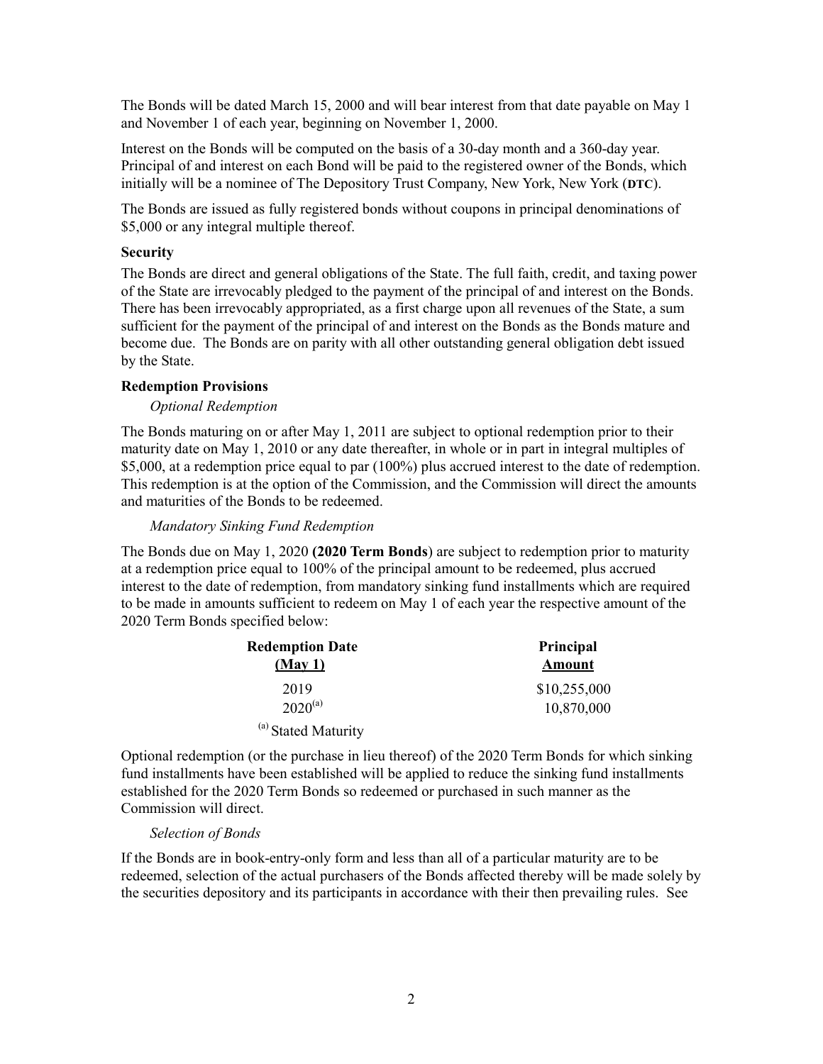The Bonds will be dated March 15, 2000 and will bear interest from that date payable on May 1 and November 1 of each year, beginning on November 1, 2000.

Interest on the Bonds will be computed on the basis of a 30-day month and a 360-day year. Principal of and interest on each Bond will be paid to the registered owner of the Bonds, which initially will be a nominee of The Depository Trust Company, New York, New York (**DTC**).

The Bonds are issued as fully registered bonds without coupons in principal denominations of $5,000 or any integral multiple thereof.

### Security

The Bonds are direct and general obligations of the State. The full faith, credit, and taxing power of the State are irrevocably pledged to the payment of the principal of and interest on the Bonds. There has been irrevocably appropriated, as a first charge upon all revenues of the State, a sum sufficient for the payment of the principal of and interest on the Bonds as the Bonds mature and become due. The Bonds are on parity with all other outstanding general obligation debt issued by the State.

### Redemption Provisions

*Optional Redemption*

The Bonds maturing on or after May 1, 2011 are subject to optional redemption prior to their maturity date on May 1, 2010 or any date thereafter, in whole or in part in integral multiples of $5,000, at a redemption price equal to par (100%) plus accrued interest to the date of redemption. This redemption is at the option of the Commission, and the Commission will direct the amounts and maturities of the Bonds to be redeemed.

*Mandatory Sinking Fund Redemption*

The Bonds due on May 1, 2020 (**2020 Term Bonds**) are subject to redemption prior to maturity at a redemption price equal to 100% of the principal amount to be redeemed, plus accrued interest to the date of redemption, from mandatory sinking fund installments which are required to be made in amounts sufficient to redeem on May 1 of each year the respective amount of the 2020 Term Bonds specified below:

| Redemption Date (May 1) | Principal Amount |
|---|---|
| 2019 | $10,255,000 |
| 2020[(a)] | 10,870,000 |

[(a)] Stated Maturity

Optional redemption (or the purchase in lieu thereof) of the 2020 Term Bonds for which sinking fund installments have been established will be applied to reduce the sinking fund installments established for the 2020 Term Bonds so redeemed or purchased in such manner as the Commission will direct.

*Selection of Bonds*

If the Bonds are in book-entry-only form and less than all of a particular maturity are to be redeemed, selection of the actual purchasers of the Bonds affected thereby will be made solely by the securities depository and its participants in accordance with their then prevailing rules. See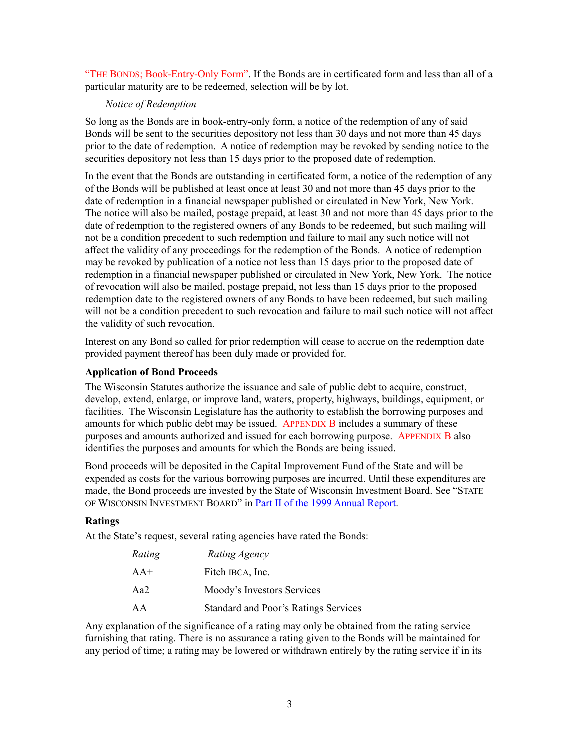"THE BONDS; Book-Entry-Only Form". If the Bonds are in certificated form and less than all of a particular maturity are to be redeemed, selection will be by lot.

*Notice of Redemption*

So long as the Bonds are in book-entry-only form, a notice of the redemption of any of said Bonds will be sent to the securities depository not less than 30 days and not more than 45 days prior to the date of redemption. A notice of redemption may be revoked by sending notice to the securities depository not less than 15 days prior to the proposed date of redemption.

In the event that the Bonds are outstanding in certificated form, a notice of the redemption of any of the Bonds will be published at least once at least 30 and not more than 45 days prior to the date of redemption in a financial newspaper published or circulated in New York, New York. The notice will also be mailed, postage prepaid, at least 30 and not more than 45 days prior to the date of redemption to the registered owners of any Bonds to be redeemed, but such mailing will not be a condition precedent to such redemption and failure to mail any such notice will not affect the validity of any proceedings for the redemption of the Bonds. A notice of redemption may be revoked by publication of a notice not less than 15 days prior to the proposed date of redemption in a financial newspaper published or circulated in New York, New York. The notice of revocation will also be mailed, postage prepaid, not less than 15 days prior to the proposed redemption date to the registered owners of any Bonds to have been redeemed, but such mailing will not be a condition precedent to such revocation and failure to mail such notice will not affect the validity of such revocation.

Interest on any Bond so called for prior redemption will cease to accrue on the redemption date provided payment thereof has been duly made or provided for.

**Application of Bond Proceeds**

The Wisconsin Statutes authorize the issuance and sale of public debt to acquire, construct, develop, extend, enlarge, or improve land, waters, property, highways, buildings, equipment, or facilities. The Wisconsin Legislature has the authority to establish the borrowing purposes and amounts for which public debt may be issued. APPENDIX B includes a summary of these purposes and amounts authorized and issued for each borrowing purpose. APPENDIX B also identifies the purposes and amounts for which the Bonds are being issued.

Bond proceeds will be deposited in the Capital Improvement Fund of the State and will be expended as costs for the various borrowing purposes are incurred. Until these expenditures are made, the Bond proceeds are invested by the State of Wisconsin Investment Board. See "STATE OF WISCONSIN INVESTMENT BOARD" in Part II of the 1999 Annual Report.

**Ratings**

At the State's request, several rating agencies have rated the Bonds:

| *Rating* | *Rating Agency* |
|---|---|
| AA+ | Fitch IBCA, Inc. |
| Aa2 | Moody's Investors Services |
| AA | Standard and Poor's Ratings Services |

Any explanation of the significance of a rating may only be obtained from the rating service furnishing that rating. There is no assurance a rating given to the Bonds will be maintained for any period of time; a rating may be lowered or withdrawn entirely by the rating service if in its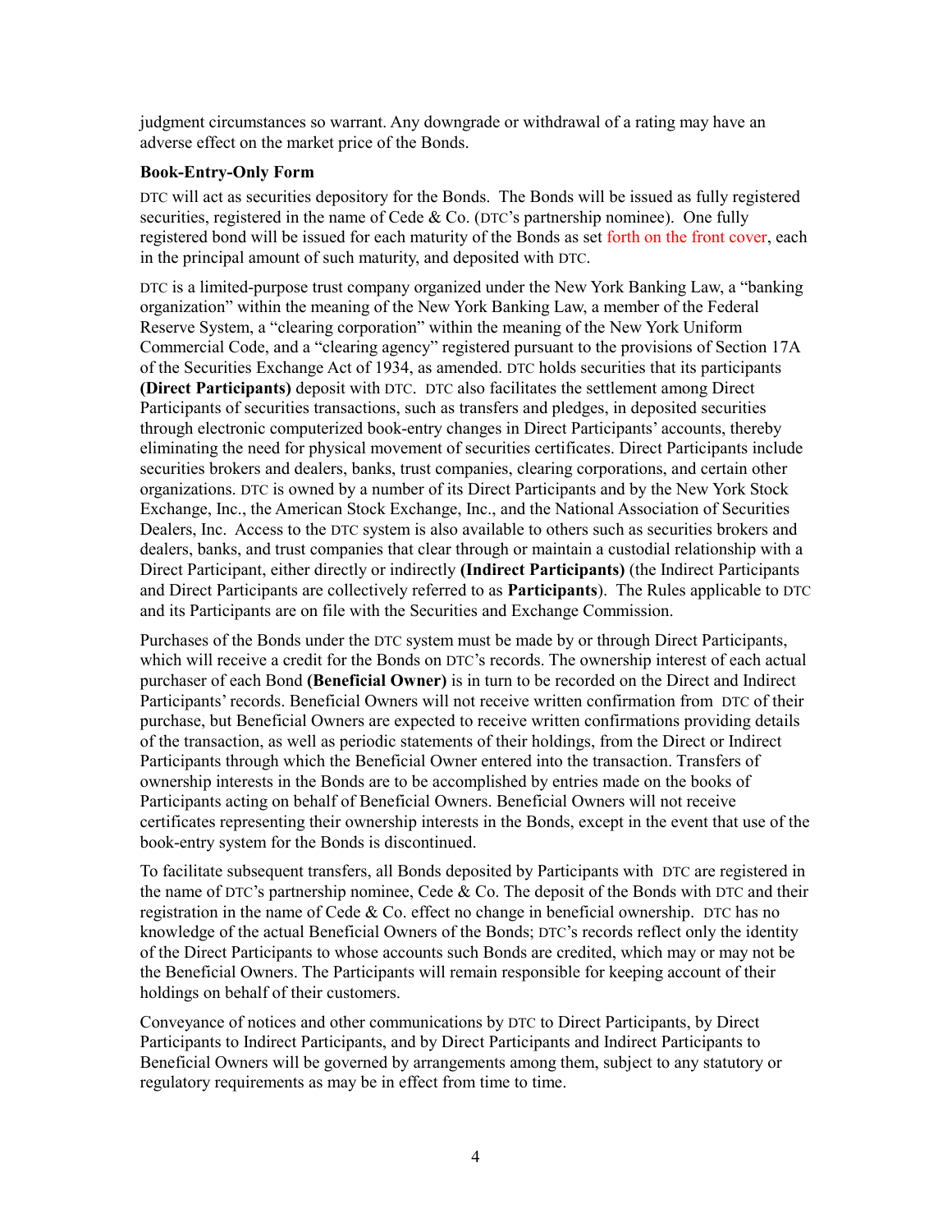judgment circumstances so warrant. Any downgrade or withdrawal of a rating may have an adverse effect on the market price of the Bonds.

**Book-Entry-Only Form**

DTC will act as securities depository for the Bonds. The Bonds will be issued as fully registered securities, registered in the name of Cede & Co. (DTC's partnership nominee). One fully registered bond will be issued for each maturity of the Bonds as set forth on the front cover, each in the principal amount of such maturity, and deposited with DTC.

DTC is a limited-purpose trust company organized under the New York Banking Law, a "banking organization" within the meaning of the New York Banking Law, a member of the Federal Reserve System, a "clearing corporation" within the meaning of the New York Uniform Commercial Code, and a "clearing agency" registered pursuant to the provisions of Section 17A of the Securities Exchange Act of 1934, as amended. DTC holds securities that its participants **(Direct Participants)** deposit with DTC. DTC also facilitates the settlement among Direct Participants of securities transactions, such as transfers and pledges, in deposited securities through electronic computerized book-entry changes in Direct Participants' accounts, thereby eliminating the need for physical movement of securities certificates. Direct Participants include securities brokers and dealers, banks, trust companies, clearing corporations, and certain other organizations. DTC is owned by a number of its Direct Participants and by the New York Stock Exchange, Inc., the American Stock Exchange, Inc., and the National Association of Securities Dealers, Inc. Access to the DTC system is also available to others such as securities brokers and dealers, banks, and trust companies that clear through or maintain a custodial relationship with a Direct Participant, either directly or indirectly **(Indirect Participants)** (the Indirect Participants and Direct Participants are collectively referred to as **Participants**). The Rules applicable to DTC and its Participants are on file with the Securities and Exchange Commission.

Purchases of the Bonds under the DTC system must be made by or through Direct Participants, which will receive a credit for the Bonds on DTC's records. The ownership interest of each actual purchaser of each Bond **(Beneficial Owner)** is in turn to be recorded on the Direct and Indirect Participants' records. Beneficial Owners will not receive written confirmation from DTC of their purchase, but Beneficial Owners are expected to receive written confirmations providing details of the transaction, as well as periodic statements of their holdings, from the Direct or Indirect Participants through which the Beneficial Owner entered into the transaction. Transfers of ownership interests in the Bonds are to be accomplished by entries made on the books of Participants acting on behalf of Beneficial Owners. Beneficial Owners will not receive certificates representing their ownership interests in the Bonds, except in the event that use of the book-entry system for the Bonds is discontinued.

To facilitate subsequent transfers, all Bonds deposited by Participants with DTC are registered in the name of DTC's partnership nominee, Cede & Co. The deposit of the Bonds with DTC and their registration in the name of Cede & Co. effect no change in beneficial ownership. DTC has no knowledge of the actual Beneficial Owners of the Bonds; DTC's records reflect only the identity of the Direct Participants to whose accounts such Bonds are credited, which may or may not be the Beneficial Owners. The Participants will remain responsible for keeping account of their holdings on behalf of their customers.

Conveyance of notices and other communications by DTC to Direct Participants, by Direct Participants to Indirect Participants, and by Direct Participants and Indirect Participants to Beneficial Owners will be governed by arrangements among them, subject to any statutory or regulatory requirements as may be in effect from time to time.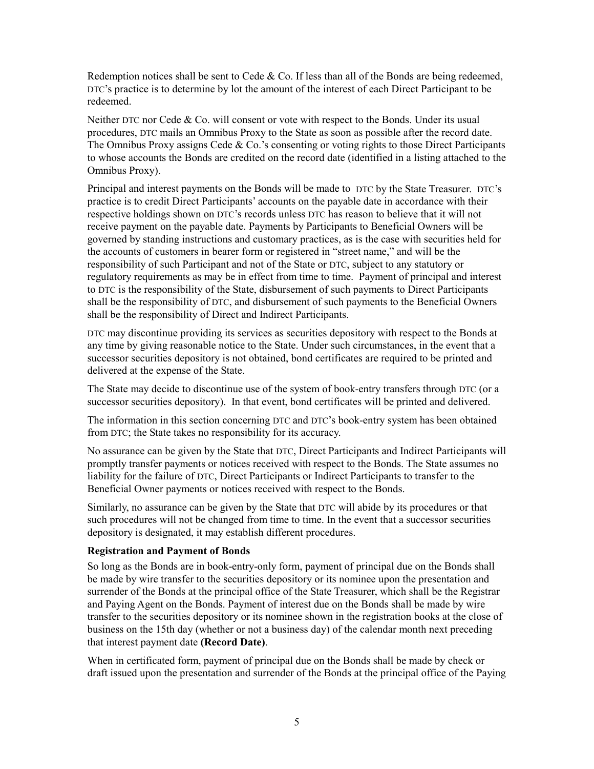Redemption notices shall be sent to Cede & Co. If less than all of the Bonds are being redeemed, DTC's practice is to determine by lot the amount of the interest of each Direct Participant to be redeemed.

Neither DTC nor Cede & Co. will consent or vote with respect to the Bonds. Under its usual procedures, DTC mails an Omnibus Proxy to the State as soon as possible after the record date. The Omnibus Proxy assigns Cede & Co.'s consenting or voting rights to those Direct Participants to whose accounts the Bonds are credited on the record date (identified in a listing attached to the Omnibus Proxy).

Principal and interest payments on the Bonds will be made to DTC by the State Treasurer. DTC's practice is to credit Direct Participants' accounts on the payable date in accordance with their respective holdings shown on DTC's records unless DTC has reason to believe that it will not receive payment on the payable date. Payments by Participants to Beneficial Owners will be governed by standing instructions and customary practices, as is the case with securities held for the accounts of customers in bearer form or registered in "street name," and will be the responsibility of such Participant and not of the State or DTC, subject to any statutory or regulatory requirements as may be in effect from time to time. Payment of principal and interest to DTC is the responsibility of the State, disbursement of such payments to Direct Participants shall be the responsibility of DTC, and disbursement of such payments to the Beneficial Owners shall be the responsibility of Direct and Indirect Participants.

DTC may discontinue providing its services as securities depository with respect to the Bonds at any time by giving reasonable notice to the State. Under such circumstances, in the event that a successor securities depository is not obtained, bond certificates are required to be printed and delivered at the expense of the State.

The State may decide to discontinue use of the system of book-entry transfers through DTC (or a successor securities depository). In that event, bond certificates will be printed and delivered.

The information in this section concerning DTC and DTC's book-entry system has been obtained from DTC; the State takes no responsibility for its accuracy.

No assurance can be given by the State that DTC, Direct Participants and Indirect Participants will promptly transfer payments or notices received with respect to the Bonds. The State assumes no liability for the failure of DTC, Direct Participants or Indirect Participants to transfer to the Beneficial Owner payments or notices received with respect to the Bonds.

Similarly, no assurance can be given by the State that DTC will abide by its procedures or that such procedures will not be changed from time to time. In the event that a successor securities depository is designated, it may establish different procedures.

**Registration and Payment of Bonds**

So long as the Bonds are in book-entry-only form, payment of principal due on the Bonds shall be made by wire transfer to the securities depository or its nominee upon the presentation and surrender of the Bonds at the principal office of the State Treasurer, which shall be the Registrar and Paying Agent on the Bonds. Payment of interest due on the Bonds shall be made by wire transfer to the securities depository or its nominee shown in the registration books at the close of business on the 15th day (whether or not a business day) of the calendar month next preceding that interest payment date **(Record Date)**.

When in certificated form, payment of principal due on the Bonds shall be made by check or draft issued upon the presentation and surrender of the Bonds at the principal office of the Paying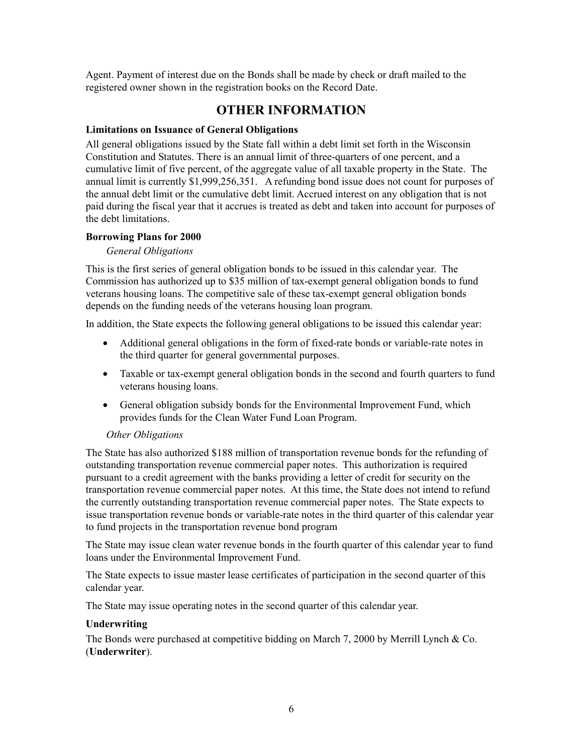Agent. Payment of interest due on the Bonds shall be made by check or draft mailed to the registered owner shown in the registration books on the Record Date.

# OTHER INFORMATION

### Limitations on Issuance of General Obligations

All general obligations issued by the State fall within a debt limit set forth in the Wisconsin Constitution and Statutes. There is an annual limit of three-quarters of one percent, and a cumulative limit of five percent, of the aggregate value of all taxable property in the State. The annual limit is currently $1,999,256,351. A refunding bond issue does not count for purposes of the annual debt limit or the cumulative debt limit. Accrued interest on any obligation that is not paid during the fiscal year that it accrues is treated as debt and taken into account for purposes of the debt limitations.

### Borrowing Plans for 2000

*General Obligations*

This is the first series of general obligation bonds to be issued in this calendar year. The Commission has authorized up to $35 million of tax-exempt general obligation bonds to fund veterans housing loans. The competitive sale of these tax-exempt general obligation bonds depends on the funding needs of the veterans housing loan program.

In addition, the State expects the following general obligations to be issued this calendar year:

- Additional general obligations in the form of fixed-rate bonds or variable-rate notes in the third quarter for general governmental purposes.
- Taxable or tax-exempt general obligation bonds in the second and fourth quarters to fund veterans housing loans.
- General obligation subsidy bonds for the Environmental Improvement Fund, which provides funds for the Clean Water Fund Loan Program.

*Other Obligations*

The State has also authorized $188 million of transportation revenue bonds for the refunding of outstanding transportation revenue commercial paper notes. This authorization is required pursuant to a credit agreement with the banks providing a letter of credit for security on the transportation revenue commercial paper notes. At this time, the State does not intend to refund the currently outstanding transportation revenue commercial paper notes. The State expects to issue transportation revenue bonds or variable-rate notes in the third quarter of this calendar year to fund projects in the transportation revenue bond program

The State may issue clean water revenue bonds in the fourth quarter of this calendar year to fund loans under the Environmental Improvement Fund.

The State expects to issue master lease certificates of participation in the second quarter of this calendar year.

The State may issue operating notes in the second quarter of this calendar year.

### Underwriting

The Bonds were purchased at competitive bidding on March 7, 2000 by Merrill Lynch & Co. (**Underwriter**).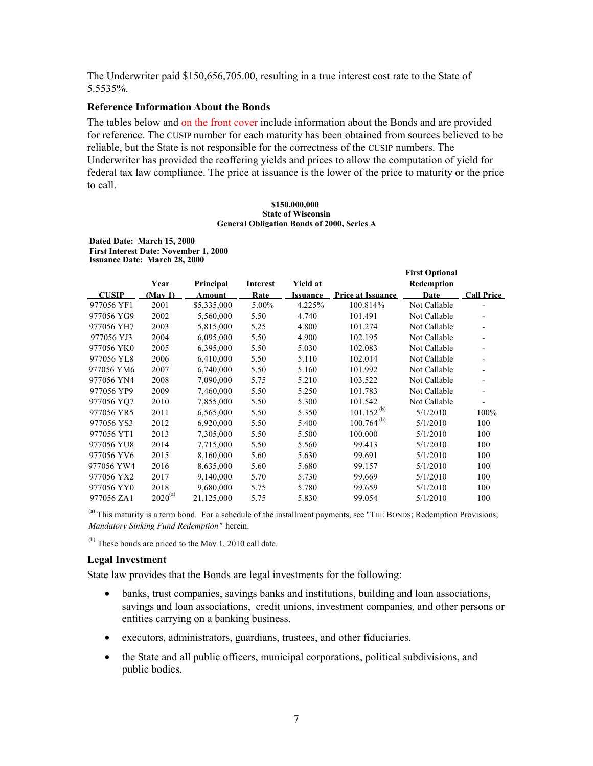The Underwriter paid $150,656,705.00, resulting in a true interest cost rate to the State of 5.5535%.

### Reference Information About the Bonds

The tables below and on the front cover include information about the Bonds and are provided for reference. The CUSIP number for each maturity has been obtained from sources believed to be reliable, but the State is not responsible for the correctness of the CUSIP numbers. The Underwriter has provided the reoffering yields and prices to allow the computation of yield for federal tax law compliance. The price at issuance is the lower of the price to maturity or the price to call.

**$150,000,000**
**State of Wisconsin**
**General Obligation Bonds of 2000, Series A**

**Dated Date: March 15, 2000**
**First Interest Date: November 1, 2000**
**Issuance Date: March 28, 2000**

| CUSIP | Year (May 1) | Principal Amount | Interest Rate | Yield at Issuance | Price at Issuance | First Optional Redemption Date | Call Price |
|---|---|---|---|---|---|---|---|
| 977056 YF1 | 2001 | $5,335,000 | 5.00% | 4.225% | 100.814% | Not Callable | - |
| 977056 YG9 | 2002 | 5,560,000 | 5.50 | 4.740 | 101.491 | Not Callable | - |
| 977056 YH7 | 2003 | 5,815,000 | 5.25 | 4.800 | 101.274 | Not Callable | - |
| 977056 YJ3 | 2004 | 6,095,000 | 5.50 | 4.900 | 102.195 | Not Callable | - |
| 977056 YK0 | 2005 | 6,395,000 | 5.50 | 5.030 | 102.083 | Not Callable | - |
| 977056 YL8 | 2006 | 6,410,000 | 5.50 | 5.110 | 102.014 | Not Callable | - |
| 977056 YM6 | 2007 | 6,740,000 | 5.50 | 5.160 | 101.992 | Not Callable | - |
| 977056 YN4 | 2008 | 7,090,000 | 5.75 | 5.210 | 103.522 | Not Callable | - |
| 977056 YP9 | 2009 | 7,460,000 | 5.50 | 5.250 | 101.783 | Not Callable | - |
| 977056 YQ7 | 2010 | 7,855,000 | 5.50 | 5.300 | 101.542 | Not Callable | - |
| 977056 YR5 | 2011 | 6,565,000 | 5.50 | 5.350 | 101.152 [(b)] | 5/1/2010 | 100% |
| 977056 YS3 | 2012 | 6,920,000 | 5.50 | 5.400 | 100.764 [(b)] | 5/1/2010 | 100 |
| 977056 YT1 | 2013 | 7,305,000 | 5.50 | 5.500 | 100.000 | 5/1/2010 | 100 |
| 977056 YU8 | 2014 | 7,715,000 | 5.50 | 5.560 | 99.413 | 5/1/2010 | 100 |
| 977056 YV6 | 2015 | 8,160,000 | 5.60 | 5.630 | 99.691 | 5/1/2010 | 100 |
| 977056 YW4 | 2016 | 8,635,000 | 5.60 | 5.680 | 99.157 | 5/1/2010 | 100 |
| 977056 YX2 | 2017 | 9,140,000 | 5.70 | 5.730 | 99.669 | 5/1/2010 | 100 |
| 977056 YY0 | 2018 | 9,680,000 | 5.75 | 5.780 | 99.659 | 5/1/2010 | 100 |
| 977056 ZA1 | 2020 [(a)] | 21,125,000 | 5.75 | 5.830 | 99.054 | 5/1/2010 | 100 |

[(a)] This maturity is a term bond. For a schedule of the installment payments, see "THE BONDS; Redemption Provisions; *Mandatory Sinking Fund Redemption"* herein.

[(b)] These bonds are priced to the May 1, 2010 call date.

### Legal Investment

State law provides that the Bonds are legal investments for the following:

- banks, trust companies, savings banks and institutions, building and loan associations, savings and loan associations, credit unions, investment companies, and other persons or entities carrying on a banking business.
- executors, administrators, guardians, trustees, and other fiduciaries.
- the State and all public officers, municipal corporations, political subdivisions, and public bodies.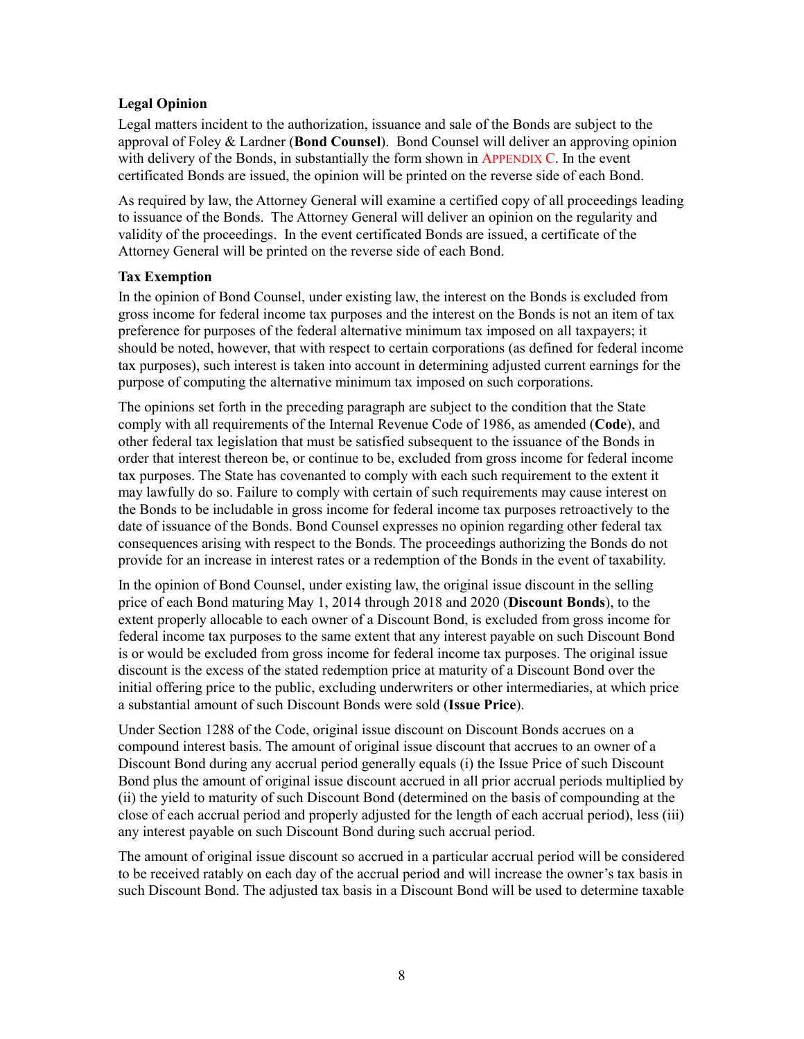### Legal Opinion

Legal matters incident to the authorization, issuance and sale of the Bonds are subject to the approval of Foley & Lardner (**Bond Counsel**). Bond Counsel will deliver an approving opinion with delivery of the Bonds, in substantially the form shown in APPENDIX C. In the event certificated Bonds are issued, the opinion will be printed on the reverse side of each Bond.

As required by law, the Attorney General will examine a certified copy of all proceedings leading to issuance of the Bonds. The Attorney General will deliver an opinion on the regularity and validity of the proceedings. In the event certificated Bonds are issued, a certificate of the Attorney General will be printed on the reverse side of each Bond.

### Tax Exemption

In the opinion of Bond Counsel, under existing law, the interest on the Bonds is excluded from gross income for federal income tax purposes and the interest on the Bonds is not an item of tax preference for purposes of the federal alternative minimum tax imposed on all taxpayers; it should be noted, however, that with respect to certain corporations (as defined for federal income tax purposes), such interest is taken into account in determining adjusted current earnings for the purpose of computing the alternative minimum tax imposed on such corporations.

The opinions set forth in the preceding paragraph are subject to the condition that the State comply with all requirements of the Internal Revenue Code of 1986, as amended (**Code**), and other federal tax legislation that must be satisfied subsequent to the issuance of the Bonds in order that interest thereon be, or continue to be, excluded from gross income for federal income tax purposes. The State has covenanted to comply with each such requirement to the extent it may lawfully do so. Failure to comply with certain of such requirements may cause interest on the Bonds to be includable in gross income for federal income tax purposes retroactively to the date of issuance of the Bonds. Bond Counsel expresses no opinion regarding other federal tax consequences arising with respect to the Bonds. The proceedings authorizing the Bonds do not provide for an increase in interest rates or a redemption of the Bonds in the event of taxability.

In the opinion of Bond Counsel, under existing law, the original issue discount in the selling price of each Bond maturing May 1, 2014 through 2018 and 2020 (**Discount Bonds**), to the extent properly allocable to each owner of a Discount Bond, is excluded from gross income for federal income tax purposes to the same extent that any interest payable on such Discount Bond is or would be excluded from gross income for federal income tax purposes. The original issue discount is the excess of the stated redemption price at maturity of a Discount Bond over the initial offering price to the public, excluding underwriters or other intermediaries, at which price a substantial amount of such Discount Bonds were sold (**Issue Price**).

Under Section 1288 of the Code, original issue discount on Discount Bonds accrues on a compound interest basis. The amount of original issue discount that accrues to an owner of a Discount Bond during any accrual period generally equals (i) the Issue Price of such Discount Bond plus the amount of original issue discount accrued in all prior accrual periods multiplied by (ii) the yield to maturity of such Discount Bond (determined on the basis of compounding at the close of each accrual period and properly adjusted for the length of each accrual period), less (iii) any interest payable on such Discount Bond during such accrual period.

The amount of original issue discount so accrued in a particular accrual period will be considered to be received ratably on each day of the accrual period and will increase the owner's tax basis in such Discount Bond. The adjusted tax basis in a Discount Bond will be used to determine taxable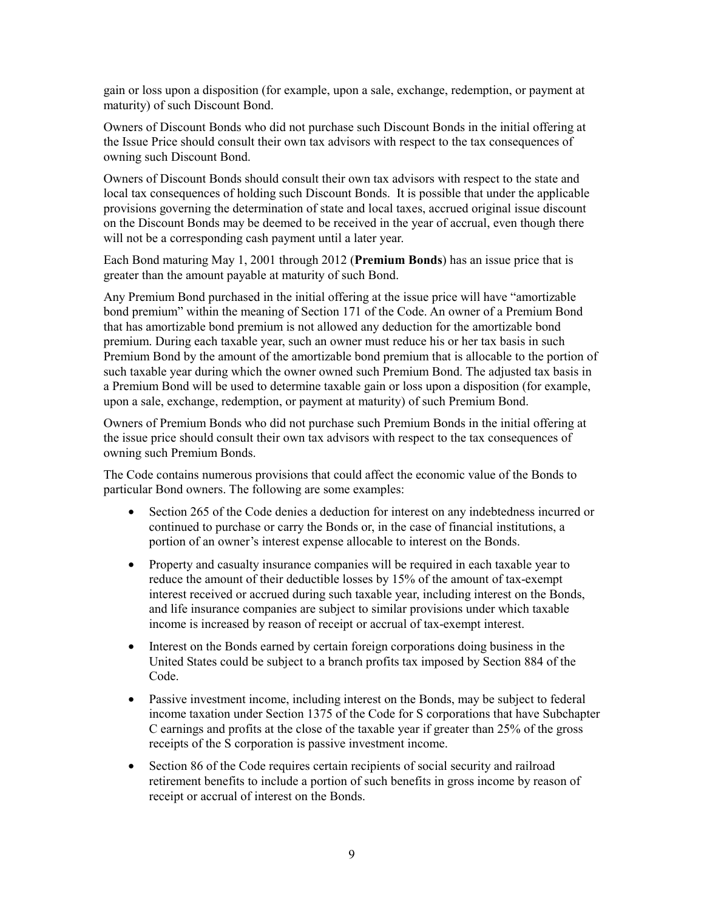gain or loss upon a disposition (for example, upon a sale, exchange, redemption, or payment at maturity) of such Discount Bond.

Owners of Discount Bonds who did not purchase such Discount Bonds in the initial offering at the Issue Price should consult their own tax advisors with respect to the tax consequences of owning such Discount Bond.

Owners of Discount Bonds should consult their own tax advisors with respect to the state and local tax consequences of holding such Discount Bonds. It is possible that under the applicable provisions governing the determination of state and local taxes, accrued original issue discount on the Discount Bonds may be deemed to be received in the year of accrual, even though there will not be a corresponding cash payment until a later year.

Each Bond maturing May 1, 2001 through 2012 (**Premium Bonds**) has an issue price that is greater than the amount payable at maturity of such Bond.

Any Premium Bond purchased in the initial offering at the issue price will have "amortizable bond premium" within the meaning of Section 171 of the Code. An owner of a Premium Bond that has amortizable bond premium is not allowed any deduction for the amortizable bond premium. During each taxable year, such an owner must reduce his or her tax basis in such Premium Bond by the amount of the amortizable bond premium that is allocable to the portion of such taxable year during which the owner owned such Premium Bond. The adjusted tax basis in a Premium Bond will be used to determine taxable gain or loss upon a disposition (for example, upon a sale, exchange, redemption, or payment at maturity) of such Premium Bond.

Owners of Premium Bonds who did not purchase such Premium Bonds in the initial offering at the issue price should consult their own tax advisors with respect to the tax consequences of owning such Premium Bonds.

The Code contains numerous provisions that could affect the economic value of the Bonds to particular Bond owners. The following are some examples:

- Section 265 of the Code denies a deduction for interest on any indebtedness incurred or continued to purchase or carry the Bonds or, in the case of financial institutions, a portion of an owner's interest expense allocable to interest on the Bonds.
- Property and casualty insurance companies will be required in each taxable year to reduce the amount of their deductible losses by 15% of the amount of tax-exempt interest received or accrued during such taxable year, including interest on the Bonds, and life insurance companies are subject to similar provisions under which taxable income is increased by reason of receipt or accrual of tax-exempt interest.
- Interest on the Bonds earned by certain foreign corporations doing business in the United States could be subject to a branch profits tax imposed by Section 884 of the Code.
- Passive investment income, including interest on the Bonds, may be subject to federal income taxation under Section 1375 of the Code for S corporations that have Subchapter C earnings and profits at the close of the taxable year if greater than 25% of the gross receipts of the S corporation is passive investment income.
- Section 86 of the Code requires certain recipients of social security and railroad retirement benefits to include a portion of such benefits in gross income by reason of receipt or accrual of interest on the Bonds.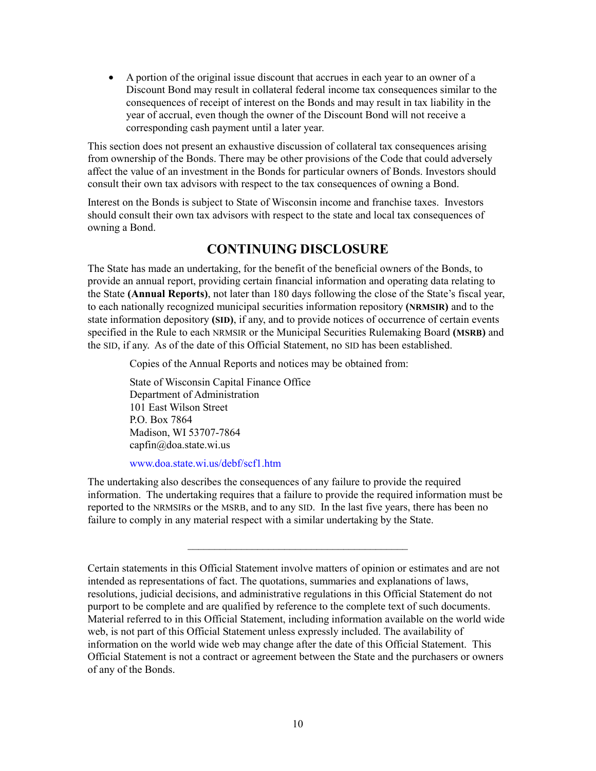- A portion of the original issue discount that accrues in each year to an owner of a Discount Bond may result in collateral federal income tax consequences similar to the consequences of receipt of interest on the Bonds and may result in tax liability in the year of accrual, even though the owner of the Discount Bond will not receive a corresponding cash payment until a later year.

This section does not present an exhaustive discussion of collateral tax consequences arising from ownership of the Bonds. There may be other provisions of the Code that could adversely affect the value of an investment in the Bonds for particular owners of Bonds. Investors should consult their own tax advisors with respect to the tax consequences of owning a Bond.

Interest on the Bonds is subject to State of Wisconsin income and franchise taxes. Investors should consult their own tax advisors with respect to the state and local tax consequences of owning a Bond.

## CONTINUING DISCLOSURE

The State has made an undertaking, for the benefit of the beneficial owners of the Bonds, to provide an annual report, providing certain financial information and operating data relating to the State **(Annual Reports)**, not later than 180 days following the close of the State's fiscal year, to each nationally recognized municipal securities information repository **(NRMSIR)** and to the state information depository **(SID)**, if any, and to provide notices of occurrence of certain events specified in the Rule to each NRMSIR or the Municipal Securities Rulemaking Board **(MSRB)** and the SID, if any. As of the date of this Official Statement, no SID has been established.

Copies of the Annual Reports and notices may be obtained from:

State of Wisconsin Capital Finance Office
Department of Administration
101 East Wilson Street
P.O. Box 7864
Madison, WI 53707-7864
capfin@doa.state.wi.us

www.doa.state.wi.us/debf/scf1.htm

The undertaking also describes the consequences of any failure to provide the required information. The undertaking requires that a failure to provide the required information must be reported to the NRMSIRs or the MSRB, and to any SID. In the last five years, there has been no failure to comply in any material respect with a similar undertaking by the State.

---

Certain statements in this Official Statement involve matters of opinion or estimates and are not intended as representations of fact. The quotations, summaries and explanations of laws, resolutions, judicial decisions, and administrative regulations in this Official Statement do not purport to be complete and are qualified by reference to the complete text of such documents. Material referred to in this Official Statement, including information available on the world wide web, is not part of this Official Statement unless expressly included. The availability of information on the world wide web may change after the date of this Official Statement. This Official Statement is not a contract or agreement between the State and the purchasers or owners of any of the Bonds.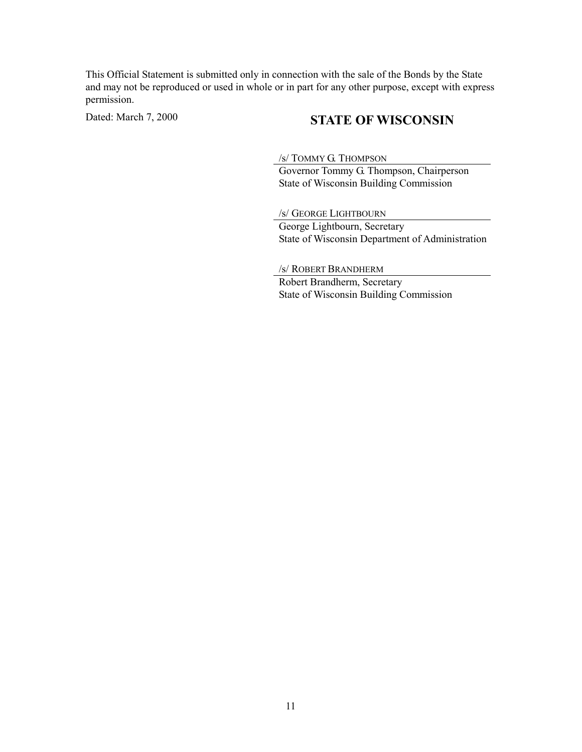This Official Statement is submitted only in connection with the sale of the Bonds by the State and may not be reproduced or used in whole or in part for any other purpose, except with express permission.

Dated: March 7, 2000

**STATE OF WISCONSIN**

/s/ TOMMY G. THOMPSON
Governor Tommy G. Thompson, Chairperson
State of Wisconsin Building Commission

/s/ GEORGE LIGHTBOURN
George Lightbourn, Secretary
State of Wisconsin Department of Administration

/s/ ROBERT BRANDHERM
Robert Brandherm, Secretary
State of Wisconsin Building Commission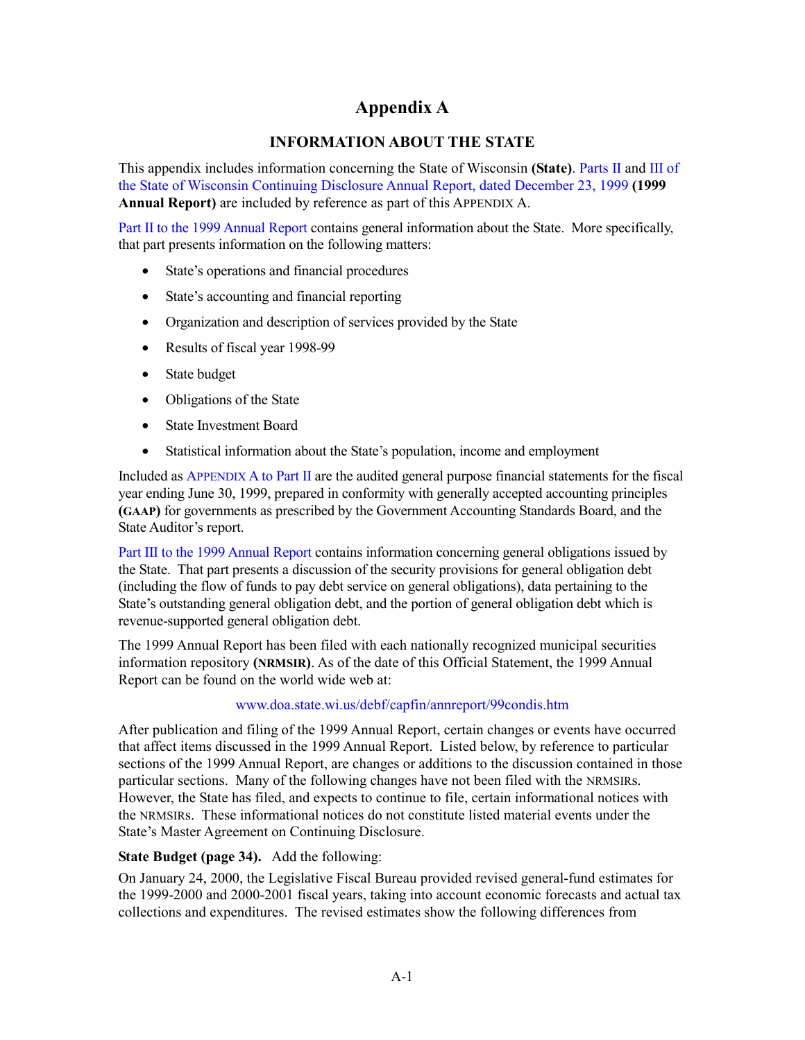# Appendix A

## INFORMATION ABOUT THE STATE

This appendix includes information concerning the State of Wisconsin **(State)**. Parts II and III of the State of Wisconsin Continuing Disclosure Annual Report, dated December 23, 1999 **(1999 Annual Report)** are included by reference as part of this APPENDIX A.

Part II to the 1999 Annual Report contains general information about the State. More specifically, that part presents information on the following matters:

- State's operations and financial procedures
- State's accounting and financial reporting
- Organization and description of services provided by the State
- Results of fiscal year 1998-99
- State budget
- Obligations of the State
- State Investment Board
- Statistical information about the State's population, income and employment

Included as APPENDIX A to Part II are the audited general purpose financial statements for the fiscal year ending June 30, 1999, prepared in conformity with generally accepted accounting principles **(GAAP)** for governments as prescribed by the Government Accounting Standards Board, and the State Auditor's report.

Part III to the 1999 Annual Report contains information concerning general obligations issued by the State. That part presents a discussion of the security provisions for general obligation debt (including the flow of funds to pay debt service on general obligations), data pertaining to the State's outstanding general obligation debt, and the portion of general obligation debt which is revenue-supported general obligation debt.

The 1999 Annual Report has been filed with each nationally recognized municipal securities information repository **(NRMSIR)**. As of the date of this Official Statement, the 1999 Annual Report can be found on the world wide web at:

www.doa.state.wi.us/debf/capfin/annreport/99condis.htm

After publication and filing of the 1999 Annual Report, certain changes or events have occurred that affect items discussed in the 1999 Annual Report. Listed below, by reference to particular sections of the 1999 Annual Report, are changes or additions to the discussion contained in those particular sections. Many of the following changes have not been filed with the NRMSIRs. However, the State has filed, and expects to continue to file, certain informational notices with the NRMSIRs. These informational notices do not constitute listed material events under the State's Master Agreement on Continuing Disclosure.

**State Budget (page 34).** Add the following:

On January 24, 2000, the Legislative Fiscal Bureau provided revised general-fund estimates for the 1999-2000 and 2000-2001 fiscal years, taking into account economic forecasts and actual tax collections and expenditures. The revised estimates show the following differences from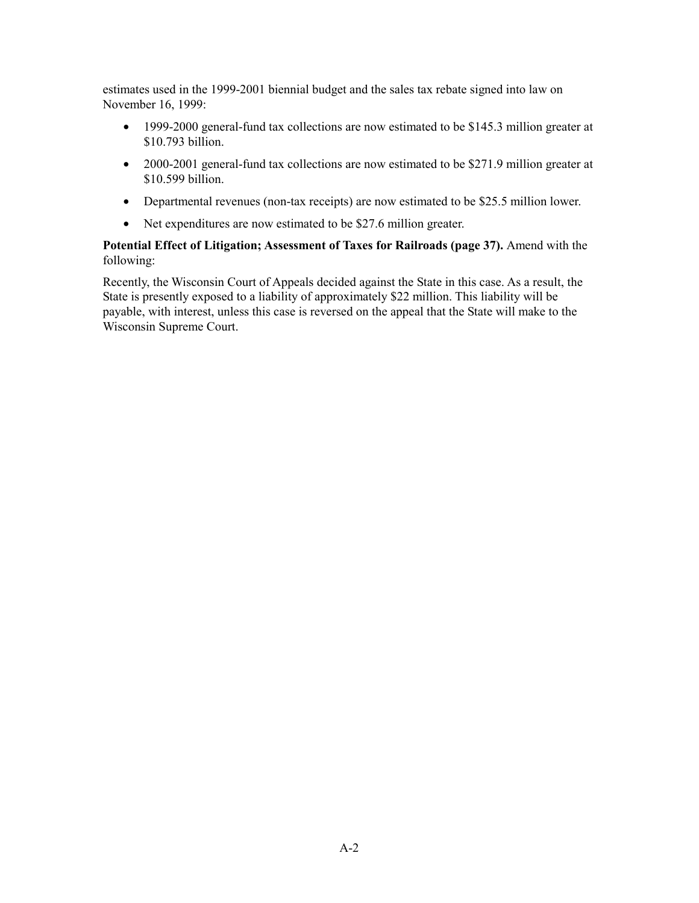estimates used in the 1999-2001 biennial budget and the sales tax rebate signed into law on November 16, 1999:

- 1999-2000 general-fund tax collections are now estimated to be $145.3 million greater at $10.793 billion.
- 2000-2001 general-fund tax collections are now estimated to be $271.9 million greater at $10.599 billion.
- Departmental revenues (non-tax receipts) are now estimated to be $25.5 million lower.
- Net expenditures are now estimated to be $27.6 million greater.

**Potential Effect of Litigation; Assessment of Taxes for Railroads (page 37).** Amend with the following:

Recently, the Wisconsin Court of Appeals decided against the State in this case. As a result, the State is presently exposed to a liability of approximately $22 million. This liability will be payable, with interest, unless this case is reversed on the appeal that the State will make to the Wisconsin Supreme Court.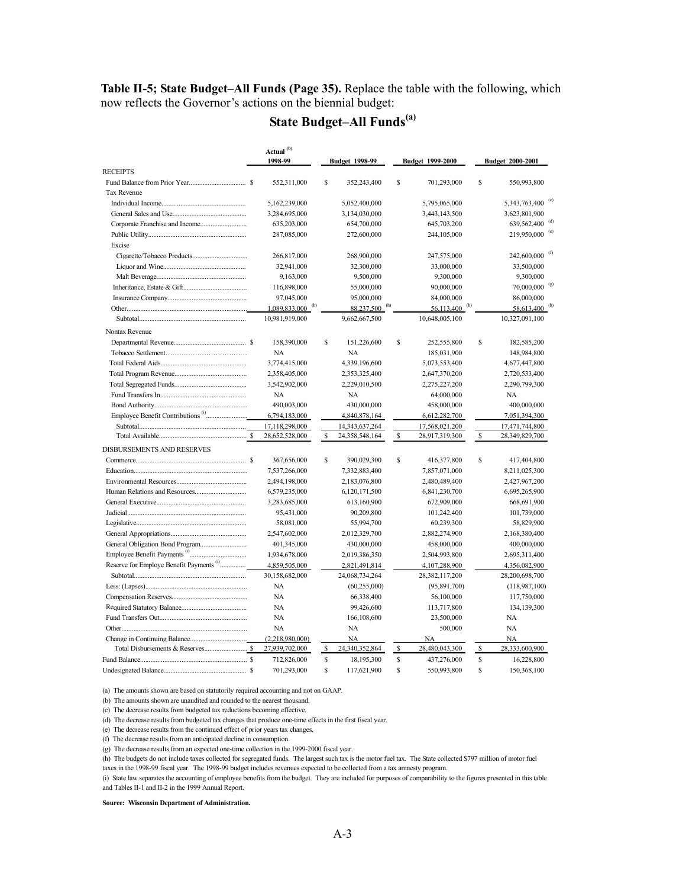**Table II-5; State Budget–All Funds (Page 35).** Replace the table with the following, which now reflects the Governor's actions on the biennial budget:

## State Budget–All Funds[(a)]

| | Actual [(b)] 1998-99 | Budget 1998-99 | Budget 1999-2000 | Budget 2000-2001 |
|---|---|---|---|---|
| RECEIPTS | | | | |
| Fund Balance from Prior Year | $ 552,311,000 | $ 352,243,400 | $ 701,293,000 | $ 550,993,800 |
| Tax Revenue | | | | |
| Individual Income | 5,162,239,000 | 5,052,400,000 | 5,795,065,000 | 5,343,763,400 [(c)] |
| General Sales and Use | 3,284,695,000 | 3,134,030,000 | 3,443,143,500 | 3,623,801,900 |
| Corporate Franchise and Income | 635,203,000 | 654,700,000 | 645,703,200 | 639,562,400 [(d)] |
| Public Utility | 287,085,000 | 272,600,000 | 244,105,000 | 219,950,000 [(e)] |
| Excise | | | | |
| Cigarette/Tobacco Products | 266,817,000 | 268,900,000 | 247,575,000 | 242,600,000 [(f)] |
| Liquor and Wine | 32,941,000 | 32,300,000 | 33,000,000 | 33,500,000 |
| Malt Beverage | 9,163,000 | 9,500,000 | 9,300,000 | 9,300,000 |
| Inheritance, Estate & Gift | 116,898,000 | 55,000,000 | 90,000,000 | 70,000,000 [(g)] |
| Insurance Company | 97,045,000 | 95,000,000 | 84,000,000 | 86,000,000 |
| Other | 1,089,833,000 [(h)] | 88,237,500 [(h)] | 56,113,400 [(h)] | 58,613,400 [(h)] |
| Subtotal | 10,981,919,000 | 9,662,667,500 | 10,648,005,100 | 10,327,091,100 |
| Nontax Revenue | | | | |
| Departmental Revenue | $ 158,390,000 | $ 151,226,600 | $ 252,555,800 | $ 182,585,200 |
| Tobacco Settlement | NA | NA | 185,031,900 | 148,984,800 |
| Total Federal Aids | 3,774,415,000 | 4,339,196,600 | 5,073,553,400 | 4,677,447,800 |
| Total Program Revenue | 2,358,405,000 | 2,353,325,400 | 2,647,370,200 | 2,720,533,400 |
| Total Segregated Funds | 3,542,902,000 | 2,229,010,500 | 2,275,227,200 | 2,290,799,300 |
| Fund Transfers In | NA | NA | 64,000,000 | NA |
| Bond Authority | 490,003,000 | 430,000,000 | 458,000,000 | 400,000,000 |
| Employee Benefit Contributions [(i)] | 6,794,183,000 | 4,840,878,164 | 6,612,282,700 | 7,051,394,300 |
| Subtotal | 17,118,298,000 | 14,343,637,264 | 17,568,021,200 | 17,471,744,800 |
| Total Available | $ 28,652,528,000 | $ 24,358,548,164 | $ 28,917,319,300 | $ 28,349,829,700 |
| DISBURSEMENTS AND RESERVES | | | | |
| Commerce | $ 367,656,000 | $ 390,029,300 | $ 416,377,800 | $ 417,404,800 |
| Education | 7,537,266,000 | 7,332,883,400 | 7,857,071,000 | 8,211,025,300 |
| Environmental Resources | 2,494,198,000 | 2,183,076,800 | 2,480,489,400 | 2,427,967,200 |
| Human Relations and Resources | 6,579,235,000 | 6,120,171,500 | 6,841,230,700 | 6,695,265,900 |
| General Executive | 3,283,685,000 | 613,160,900 | 672,909,000 | 668,691,900 |
| Judicial | 95,431,000 | 90,209,800 | 101,242,400 | 101,739,000 |
| Legislative | 58,081,000 | 55,994,700 | 60,239,300 | 58,829,900 |
| General Appropriations | 2,547,602,000 | 2,012,329,700 | 2,882,274,900 | 2,168,380,400 |
| General Obligation Bond Program | 401,345,000 | 430,000,000 | 458,000,000 | 400,000,000 |
| Employee Benefit Payments [(i)] | 1,934,678,000 | 2,019,386,350 | 2,504,993,800 | 2,695,311,400 |
| Reserve for Employe Benefit Payments [(i)] | 4,859,505,000 | 2,821,491,814 | 4,107,288,900 | 4,356,082,900 |
| Subtotal | 30,158,682,000 | 24,068,734,264 | 28,382,117,200 | 28,200,698,700 |
| Less: (Lapses) | NA | (60,255,000) | (95,891,700) | (118,987,100) |
| Compensation Reserves | NA | 66,338,400 | 56,100,000 | 117,750,000 |
| Required Statutory Balance | NA | 99,426,600 | 113,717,800 | 134,139,300 |
| Fund Transfers Out | NA | 166,108,600 | 23,500,000 | NA |
| Other | NA | NA | 500,000 | NA |
| Change in Continuing Balance | (2,218,980,000) | NA | NA | NA |
| Total Disbursements & Reserves | $ 27,939,702,000 | $ 24,340,352,864 | $ 28,480,043,300 | $ 28,333,600,900 |
| Fund Balance | $ 712,826,000 | $ 18,195,300 | $ 437,276,000 | $ 16,228,800 |
| Undesignated Balance | $ 701,293,000 | $ 117,621,900 | $ 550,993,800 | $ 150,368,100 |

(a) The amounts shown are based on statutorily required accounting and not on GAAP.

(b) The amounts shown are unaudited and rounded to the nearest thousand.

(c) The decrease results from budgeted tax reductions becoming effective.

(d) The decrease results from budgeted tax changes that produce one-time effects in the first fiscal year.

(e) The decrease results from the continued effect of prior years tax changes.

(f) The decrease results from an anticipated decline in consumption.

(g) The decrease results from an expected one-time collection in the 1999-2000 fiscal year.

(h) The budgets do not include taxes collected for segregated funds. The largest such tax is the motor fuel tax. The State collected $797 million of motor fuel taxes in the 1998-99 fiscal year. The 1998-99 budget includes revenues expected to be collected from a tax amnesty program.

(i) State law separates the accounting of employee benefits from the budget. They are included for purposes of comparability to the figures presented in this table and Tables II-1 and II-2 in the 1999 Annual Report.

**Source: Wisconsin Department of Administration.**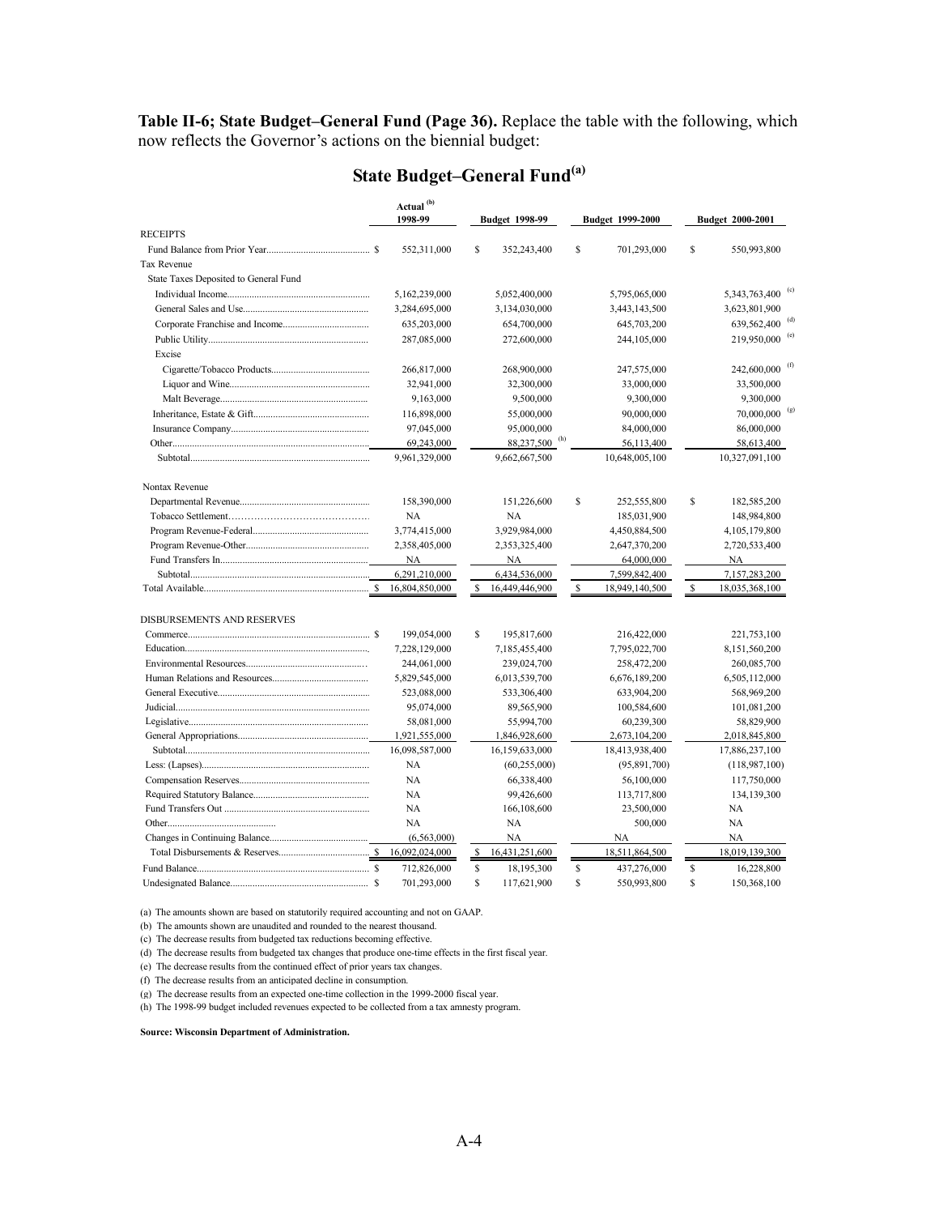**Table II-6; State Budget–General Fund (Page 36).** Replace the table with the following, which now reflects the Governor's actions on the biennial budget:

## State Budget–General Fund[(a)]

| | Actual [(b)] 1998-99 | Budget 1998-99 | Budget 1999-2000 | Budget 2000-2001 |
|---|---|---|---|---|
| RECEIPTS | | | | |
| Fund Balance from Prior Year | $ 552,311,000 | $ 352,243,400 | $ 701,293,000 | $ 550,993,800 |
| Tax Revenue | | | | |
| State Taxes Deposited to General Fund | | | | |
| Individual Income | 5,162,239,000 | 5,052,400,000 | 5,795,065,000 | 5,343,763,400 [(c)] |
| General Sales and Use | 3,284,695,000 | 3,134,030,000 | 3,443,143,500 | 3,623,801,900 |
| Corporate Franchise and Income | 635,203,000 | 654,700,000 | 645,703,200 | 639,562,400 [(d)] |
| Public Utility | 287,085,000 | 272,600,000 | 244,105,000 | 219,950,000 [(e)] |
| Excise | | | | |
| Cigarette/Tobacco Products | 266,817,000 | 268,900,000 | 247,575,000 | 242,600,000 [(f)] |
| Liquor and Wine | 32,941,000 | 32,300,000 | 33,000,000 | 33,500,000 |
| Malt Beverage | 9,163,000 | 9,500,000 | 9,300,000 | 9,300,000 |
| Inheritance, Estate & Gift | 116,898,000 | 55,000,000 | 90,000,000 | 70,000,000 [(g)] |
| Insurance Company | 97,045,000 | 95,000,000 | 84,000,000 | 86,000,000 |
| Other | 69,243,000 | 88,237,500 [(h)] | 56,113,400 | 58,613,400 |
| Subtotal | 9,961,329,000 | 9,662,667,500 | 10,648,005,100 | 10,327,091,100 |
| Nontax Revenue | | | | |
| Departmental Revenue | 158,390,000 | 151,226,600 | $ 252,555,800 | $ 182,585,200 |
| Tobacco Settlement | NA | NA | 185,031,900 | 148,984,800 |
| Program Revenue-Federal | 3,774,415,000 | 3,929,984,000 | 4,450,884,500 | 4,105,179,800 |
| Program Revenue-Other | 2,358,405,000 | 2,353,325,400 | 2,647,370,200 | 2,720,533,400 |
| Fund Transfers In | NA | NA | 64,000,000 | NA |
| Subtotal | 6,291,210,000 | 6,434,536,000 | 7,599,842,400 | 7,157,283,200 |
| Total Available | $ 16,804,850,000 | $ 16,449,446,900 | $ 18,949,140,500 | $ 18,035,368,100 |
| DISBURSEMENTS AND RESERVES | | | | |
| Commerce | $ 199,054,000 | $ 195,817,600 | 216,422,000 | 221,753,100 |
| Education | 7,228,129,000 | 7,185,455,400 | 7,795,022,700 | 8,151,560,200 |
| Environmental Resources | 244,061,000 | 239,024,700 | 258,472,200 | 260,085,700 |
| Human Relations and Resources | 5,829,545,000 | 6,013,539,700 | 6,676,189,200 | 6,505,112,000 |
| General Executive | 523,088,000 | 533,306,400 | 633,904,200 | 568,969,200 |
| Judicial | 95,074,000 | 89,565,900 | 100,584,600 | 101,081,200 |
| Legislative | 58,081,000 | 55,994,700 | 60,239,300 | 58,829,900 |
| General Appropriations | 1,921,555,000 | 1,846,928,600 | 2,673,104,200 | 2,018,845,800 |
| Subtotal | 16,098,587,000 | 16,159,633,000 | 18,413,938,400 | 17,886,237,100 |
| Less: (Lapses) | NA | (60,255,000) | (95,891,700) | (118,987,100) |
| Compensation Reserves | NA | 66,338,400 | 56,100,000 | 117,750,000 |
| Required Statutory Balance | NA | 99,426,600 | 113,717,800 | 134,139,300 |
| Fund Transfers Out | NA | 166,108,600 | 23,500,000 | NA |
| Other | NA | NA | 500,000 | NA |
| Changes in Continuing Balance | (6,563,000) | NA | NA | NA |
| Total Disbursements & Reserves | $ 16,092,024,000 | $ 16,431,251,600 | 18,511,864,500 | 18,019,139,300 |
| Fund Balance | $ 712,826,000 | $ 18,195,300 | $ 437,276,000 | $ 16,228,800 |
| Undesignated Balance | $ 701,293,000 | $ 117,621,900 | $ 550,993,800 | $ 150,368,100 |

(a) The amounts shown are based on statutorily required accounting and not on GAAP.

(b) The amounts shown are unaudited and rounded to the nearest thousand.

(c) The decrease results from budgeted tax reductions becoming effective.

(d) The decrease results from budgeted tax changes that produce one-time effects in the first fiscal year.

(e) The decrease results from the continued effect of prior years tax changes.

(f) The decrease results from an anticipated decline in consumption.

(g) The decrease results from an expected one-time collection in the 1999-2000 fiscal year.

(h) The 1998-99 budget included revenues expected to be collected from a tax amnesty program.

**Source: Wisconsin Department of Administration.**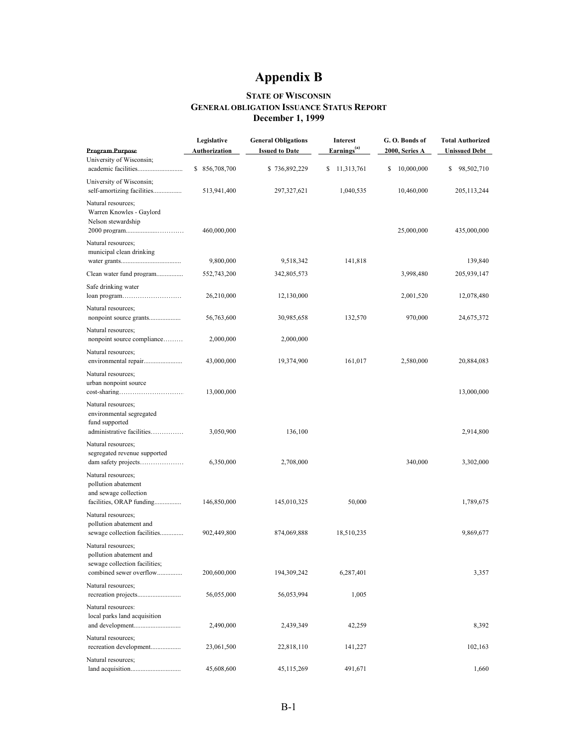# Appendix B

### STATE OF WISCONSIN
### GENERAL OBLIGATION ISSUANCE STATUS REPORT
### December 1, 1999

| Program Purpose | Legislative Authorization | General Obligations Issued to Date | Interest Earnings[(a)] | G. O. Bonds of 2000, Series A | Total Authorized Unissued Debt |
|---|---|---|---|---|---|
| University of Wisconsin; academic facilities........................... | $ 856,708,700 | $ 736,892,229 | $ 11,313,761 | $ 10,000,000 | $ 98,502,710 |
| University of Wisconsin; self-amortizing facilities................. | 513,941,400 | 297,327,621 | 1,040,535 | 10,460,000 | 205,113,244 |
| Natural resources; Warren Knowles - Gaylord Nelson stewardship 2000 program............................ | 460,000,000 | | | 25,000,000 | 435,000,000 |
| Natural resources; municipal clean drinking water grants.................................... | 9,800,000 | 9,518,342 | 141,818 | | 139,840 |
| Clean water fund program................ | 552,743,200 | 342,805,573 | | 3,998,480 | 205,939,147 |
| Safe drinking water loan program.......................... | 26,210,000 | 12,130,000 | | 2,001,520 | 12,078,480 |
| Natural resources; nonpoint source grants.................. | 56,763,600 | 30,985,658 | 132,570 | 970,000 | 24,675,372 |
| Natural resources; nonpoint source compliance......... | 2,000,000 | 2,000,000 | | | |
| Natural resources; environmental repair....................... | 43,000,000 | 19,374,900 | 161,017 | 2,580,000 | 20,884,083 |
| Natural resources; urban nonpoint source cost-sharing............................ | 13,000,000 | | | | 13,000,000 |
| Natural resources; environmental segregated fund supported administrative facilities.............. | 3,050,900 | 136,100 | | | 2,914,800 |
| Natural resources; segregated revenue supported dam safety projects.................... | 6,350,000 | 2,708,000 | | 340,000 | 3,302,000 |
| Natural resources; pollution abatement and sewage collection facilities, ORAP funding............... | 146,850,000 | 145,010,325 | 50,000 | | 1,789,675 |
| Natural resources; pollution abatement and sewage collection facilities............. | 902,449,800 | 874,069,888 | 18,510,235 | | 9,869,677 |
| Natural resources; pollution abatement and sewage collection facilities; combined sewer overflow.............. | 200,600,000 | 194,309,242 | 6,287,401 | | 3,357 |
| Natural resources; recreation projects......................... | 56,055,000 | 56,053,994 | 1,005 | | |
| Natural resources: local parks land acquisition and development........................... | 2,490,000 | 2,439,349 | 42,259 | | 8,392 |
| Natural resources; recreation development.................. | 23,061,500 | 22,818,110 | 141,227 | | 102,163 |
| Natural resources; land acquisition.............................. | 45,608,600 | 45,115,269 | 491,671 | | 1,660 |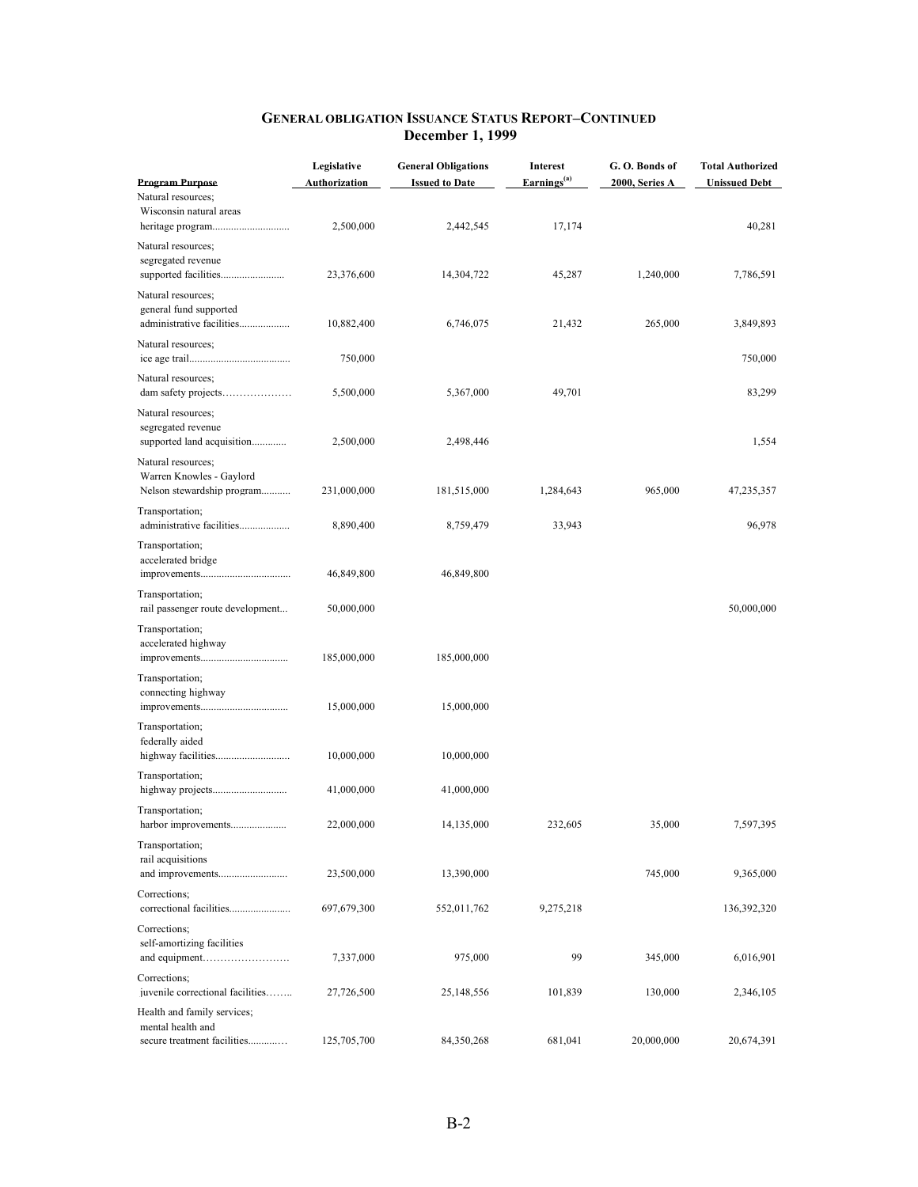## GENERAL OBLIGATION ISSUANCE STATUS REPORT–CONTINUED
**December 1, 1999**

| Program Purpose | Legislative Authorization | General Obligations Issued to Date | Interest Earnings[(a)] | G. O. Bonds of 2000, Series A | Total Authorized Unissued Debt |
|---|---|---|---|---|---|
| Natural resources; Wisconsin natural areas heritage program | 2,500,000 | 2,442,545 | 17,174 | | 40,281 |
| Natural resources; segregated revenue supported facilities | 23,376,600 | 14,304,722 | 45,287 | 1,240,000 | 7,786,591 |
| Natural resources; general fund supported administrative facilities | 10,882,400 | 6,746,075 | 21,432 | 265,000 | 3,849,893 |
| Natural resources; ice age trail | 750,000 | | | | 750,000 |
| Natural resources; dam safety projects | 5,500,000 | 5,367,000 | 49,701 | | 83,299 |
| Natural resources; segregated revenue supported land acquisition | 2,500,000 | 2,498,446 | | | 1,554 |
| Natural resources; Warren Knowles - Gaylord Nelson stewardship program | 231,000,000 | 181,515,000 | 1,284,643 | 965,000 | 47,235,357 |
| Transportation; administrative facilities | 8,890,400 | 8,759,479 | 33,943 | | 96,978 |
| Transportation; accelerated bridge improvements | 46,849,800 | 46,849,800 | | | |
| Transportation; rail passenger route development | 50,000,000 | | | | 50,000,000 |
| Transportation; accelerated highway improvements | 185,000,000 | 185,000,000 | | | |
| Transportation; connecting highway improvements | 15,000,000 | 15,000,000 | | | |
| Transportation; federally aided highway facilities | 10,000,000 | 10,000,000 | | | |
| Transportation; highway projects | 41,000,000 | 41,000,000 | | | |
| Transportation; harbor improvements | 22,000,000 | 14,135,000 | 232,605 | 35,000 | 7,597,395 |
| Transportation; rail acquisitions and improvements | 23,500,000 | 13,390,000 | | 745,000 | 9,365,000 |
| Corrections; correctional facilities | 697,679,300 | 552,011,762 | 9,275,218 | | 136,392,320 |
| Corrections; self-amortizing facilities and equipment | 7,337,000 | 975,000 | 99 | 345,000 | 6,016,901 |
| Corrections; juvenile correctional facilities | 27,726,500 | 25,148,556 | 101,839 | 130,000 | 2,346,105 |
| Health and family services; mental health and secure treatment facilities | 125,705,700 | 84,350,268 | 681,041 | 20,000,000 | 20,674,391 |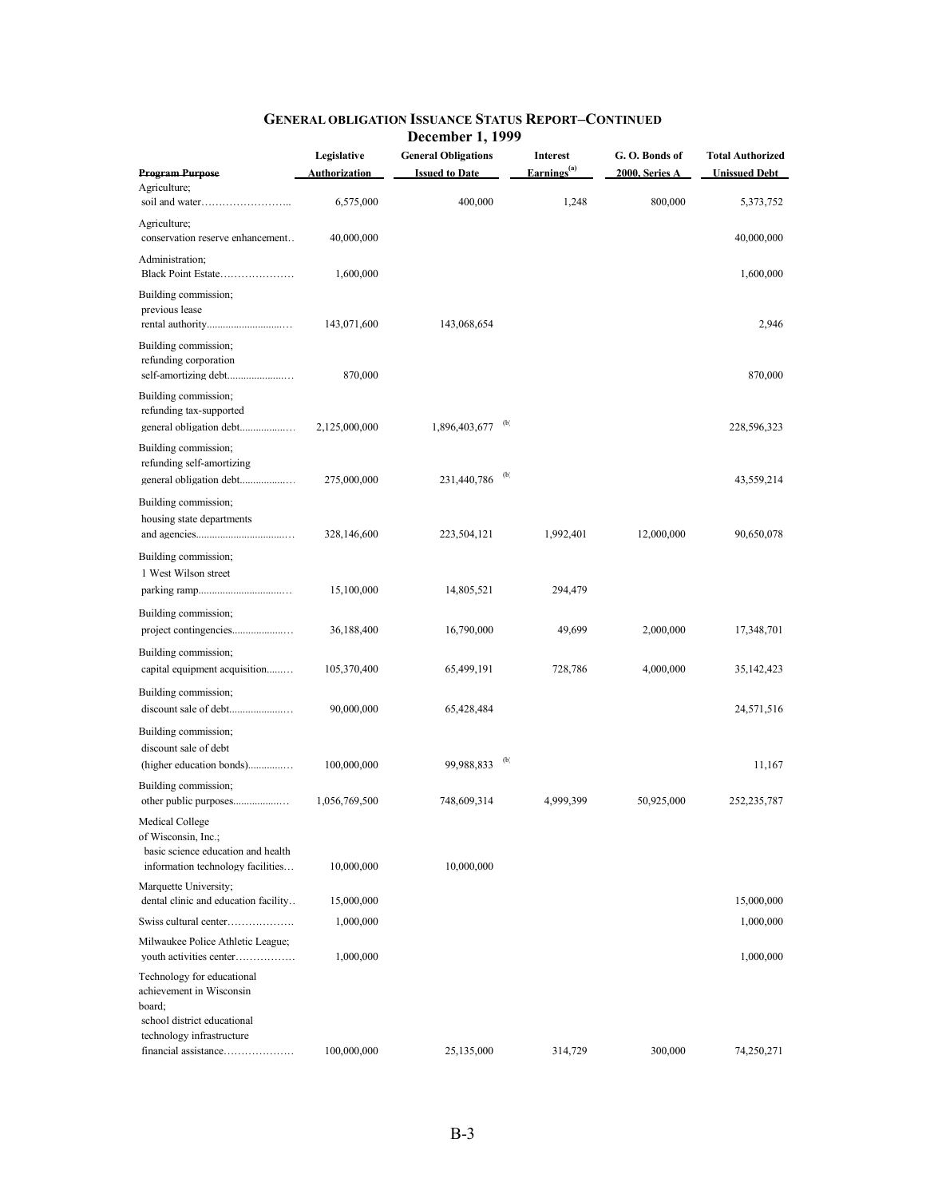## GENERAL OBLIGATION ISSUANCE STATUS REPORT–CONTINUED

**December 1, 1999**

| Program Purpose | Legislative Authorization | General Obligations Issued to Date | Interest Earnings[(a)] | G. O. Bonds of 2000, Series A | Total Authorized Unissued Debt |
|---|---|---|---|---|---|
| Agriculture; soil and water | 6,575,000 | 400,000 | 1,248 | 800,000 | 5,373,752 |
| Agriculture; conservation reserve enhancement | 40,000,000 | | | | 40,000,000 |
| Administration; Black Point Estate | 1,600,000 | | | | 1,600,000 |
| Building commission; previous lease rental authority | 143,071,600 | 143,068,654 | | | 2,946 |
| Building commission; refunding corporation self-amortizing debt | 870,000 | | | | 870,000 |
| Building commission; refunding tax-supported general obligation debt | 2,125,000,000 | 1,896,403,677 [(b)] | | | 228,596,323 |
| Building commission; refunding self-amortizing general obligation debt | 275,000,000 | 231,440,786 [(b)] | | | 43,559,214 |
| Building commission; housing state departments and agencies | 328,146,600 | 223,504,121 | 1,992,401 | 12,000,000 | 90,650,078 |
| Building commission; 1 West Wilson street parking ramp | 15,100,000 | 14,805,521 | 294,479 | | |
| Building commission; project contingencies | 36,188,400 | 16,790,000 | 49,699 | 2,000,000 | 17,348,701 |
| Building commission; capital equipment acquisition | 105,370,400 | 65,499,191 | 728,786 | 4,000,000 | 35,142,423 |
| Building commission; discount sale of debt | 90,000,000 | 65,428,484 | | | 24,571,516 |
| Building commission; discount sale of debt (higher education bonds) | 100,000,000 | 99,988,833 [(b)] | | | 11,167 |
| Building commission; other public purposes | 1,056,769,500 | 748,609,314 | 4,999,399 | 50,925,000 | 252,235,787 |
| Medical College of Wisconsin, Inc.; basic science education and health information technology facilities | 10,000,000 | 10,000,000 | | | |
| Marquette University; dental clinic and education facility | 15,000,000 | | | | 15,000,000 |
| Swiss cultural center | 1,000,000 | | | | 1,000,000 |
| Milwaukee Police Athletic League; youth activities center | 1,000,000 | | | | 1,000,000 |
| Technology for educational achievement in Wisconsin board; school district educational technology infrastructure financial assistance | 100,000,000 | 25,135,000 | 314,729 | 300,000 | 74,250,271 |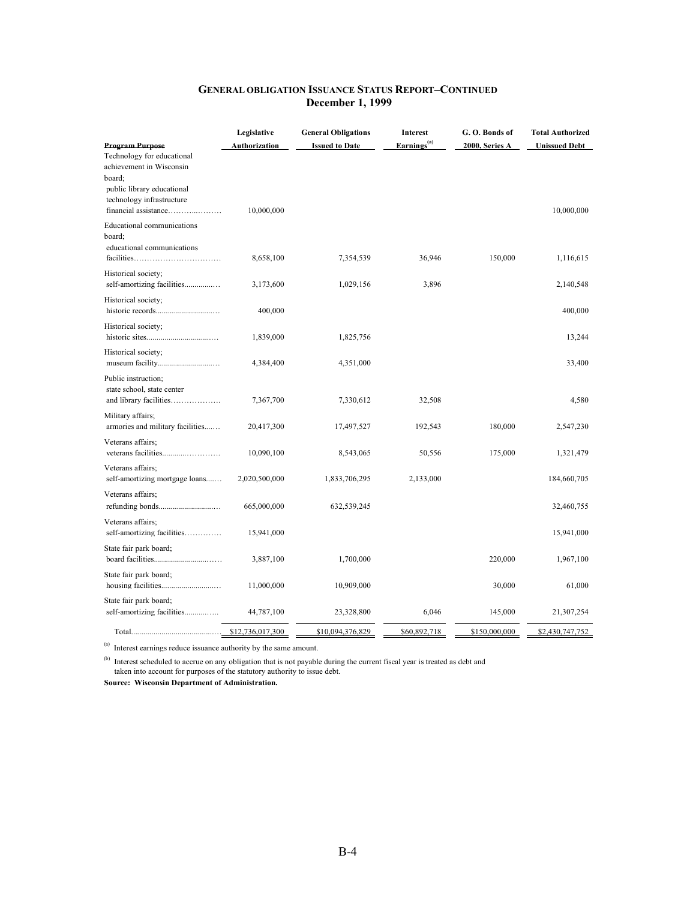## GENERAL OBLIGATION ISSUANCE STATUS REPORT–CONTINUED
### December 1, 1999

| Program Purpose | Legislative Authorization | General Obligations Issued to Date | Interest Earnings[(a)] | G. O. Bonds of 2000, Series A | Total Authorized Unissued Debt |
|---|---|---|---|---|---|
| Technology for educational achievement in Wisconsin board; public library educational technology infrastructure financial assistance | 10,000,000 | | | | 10,000,000 |
| Educational communications board; educational communications facilities | 8,658,100 | 7,354,539 | 36,946 | 150,000 | 1,116,615 |
| Historical society; self-amortizing facilities | 3,173,600 | 1,029,156 | 3,896 | | 2,140,548 |
| Historical society; historic records | 400,000 | | | | 400,000 |
| Historical society; historic sites | 1,839,000 | 1,825,756 | | | 13,244 |
| Historical society; museum facility | 4,384,400 | 4,351,000 | | | 33,400 |
| Public instruction; state school, state center and library facilities | 7,367,700 | 7,330,612 | 32,508 | | 4,580 |
| Military affairs; armories and military facilities | 20,417,300 | 17,497,527 | 192,543 | 180,000 | 2,547,230 |
| Veterans affairs; veterans facilities | 10,090,100 | 8,543,065 | 50,556 | 175,000 | 1,321,479 |
| Veterans affairs; self-amortizing mortgage loans | 2,020,500,000 | 1,833,706,295 | 2,133,000 | | 184,660,705 |
| Veterans affairs; refunding bonds | 665,000,000 | 632,539,245 | | | 32,460,755 |
| Veterans affairs; self-amortizing facilities | 15,941,000 | | | | 15,941,000 |
| State fair park board; board facilities | 3,887,100 | 1,700,000 | | 220,000 | 1,967,100 |
| State fair park board; housing facilities | 11,000,000 | 10,909,000 | | 30,000 | 61,000 |
| State fair park board; self-amortizing facilities | 44,787,100 | 23,328,800 | 6,046 | 145,000 | 21,307,254 |
| Total | $12,736,017,300 | $10,094,376,829 | $60,892,718 | $150,000,000 | $2,430,747,752 |

[(a)] Interest earnings reduce issuance authority by the same amount.

[(b)] Interest scheduled to accrue on any obligation that is not payable during the current fiscal year is treated as debt and taken into account for purposes of the statutory authority to issue debt.

**Source: Wisconsin Department of Administration.**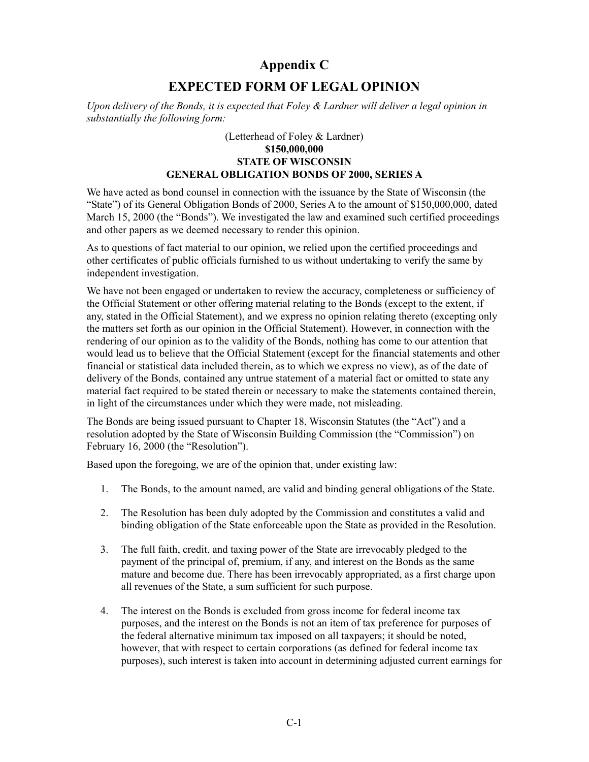# Appendix C

## EXPECTED FORM OF LEGAL OPINION

*Upon delivery of the Bonds, it is expected that Foley & Lardner will deliver a legal opinion in substantially the following form:*

(Letterhead of Foley & Lardner)

**$150,000,000**
**STATE OF WISCONSIN**
**GENERAL OBLIGATION BONDS OF 2000, SERIES A**

We have acted as bond counsel in connection with the issuance by the State of Wisconsin (the "State") of its General Obligation Bonds of 2000, Series A to the amount of $150,000,000, dated March 15, 2000 (the "Bonds"). We investigated the law and examined such certified proceedings and other papers as we deemed necessary to render this opinion.

As to questions of fact material to our opinion, we relied upon the certified proceedings and other certificates of public officials furnished to us without undertaking to verify the same by independent investigation.

We have not been engaged or undertaken to review the accuracy, completeness or sufficiency of the Official Statement or other offering material relating to the Bonds (except to the extent, if any, stated in the Official Statement), and we express no opinion relating thereto (excepting only the matters set forth as our opinion in the Official Statement). However, in connection with the rendering of our opinion as to the validity of the Bonds, nothing has come to our attention that would lead us to believe that the Official Statement (except for the financial statements and other financial or statistical data included therein, as to which we express no view), as of the date of delivery of the Bonds, contained any untrue statement of a material fact or omitted to state any material fact required to be stated therein or necessary to make the statements contained therein, in light of the circumstances under which they were made, not misleading.

The Bonds are being issued pursuant to Chapter 18, Wisconsin Statutes (the "Act") and a resolution adopted by the State of Wisconsin Building Commission (the "Commission") on February 16, 2000 (the "Resolution").

Based upon the foregoing, we are of the opinion that, under existing law:

1. The Bonds, to the amount named, are valid and binding general obligations of the State.

2. The Resolution has been duly adopted by the Commission and constitutes a valid and binding obligation of the State enforceable upon the State as provided in the Resolution.

3. The full faith, credit, and taxing power of the State are irrevocably pledged to the payment of the principal of, premium, if any, and interest on the Bonds as the same mature and become due. There has been irrevocably appropriated, as a first charge upon all revenues of the State, a sum sufficient for such purpose.

4. The interest on the Bonds is excluded from gross income for federal income tax purposes, and the interest on the Bonds is not an item of tax preference for purposes of the federal alternative minimum tax imposed on all taxpayers; it should be noted, however, that with respect to certain corporations (as defined for federal income tax purposes), such interest is taken into account in determining adjusted current earnings for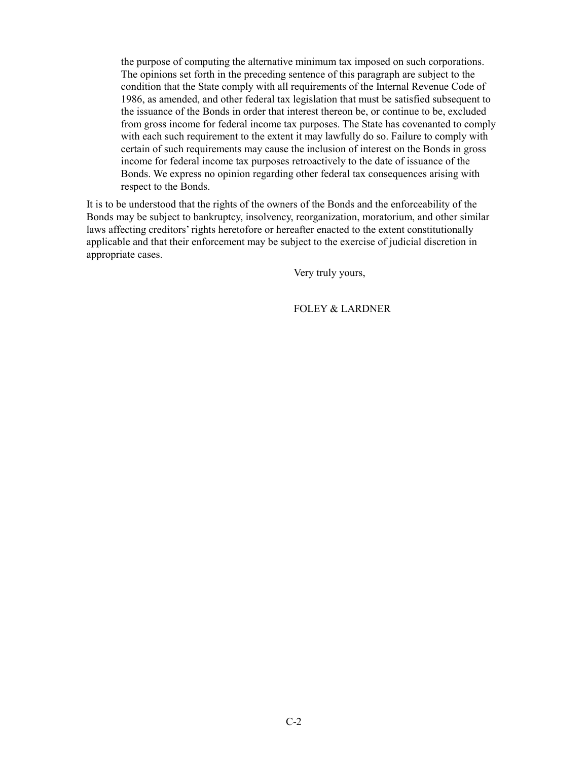the purpose of computing the alternative minimum tax imposed on such corporations. The opinions set forth in the preceding sentence of this paragraph are subject to the condition that the State comply with all requirements of the Internal Revenue Code of 1986, as amended, and other federal tax legislation that must be satisfied subsequent to the issuance of the Bonds in order that interest thereon be, or continue to be, excluded from gross income for federal income tax purposes. The State has covenanted to comply with each such requirement to the extent it may lawfully do so. Failure to comply with certain of such requirements may cause the inclusion of interest on the Bonds in gross income for federal income tax purposes retroactively to the date of issuance of the Bonds. We express no opinion regarding other federal tax consequences arising with respect to the Bonds.

It is to be understood that the rights of the owners of the Bonds and the enforceability of the Bonds may be subject to bankruptcy, insolvency, reorganization, moratorium, and other similar laws affecting creditors' rights heretofore or hereafter enacted to the extent constitutionally applicable and that their enforcement may be subject to the exercise of judicial discretion in appropriate cases.

Very truly yours,

FOLEY & LARDNER